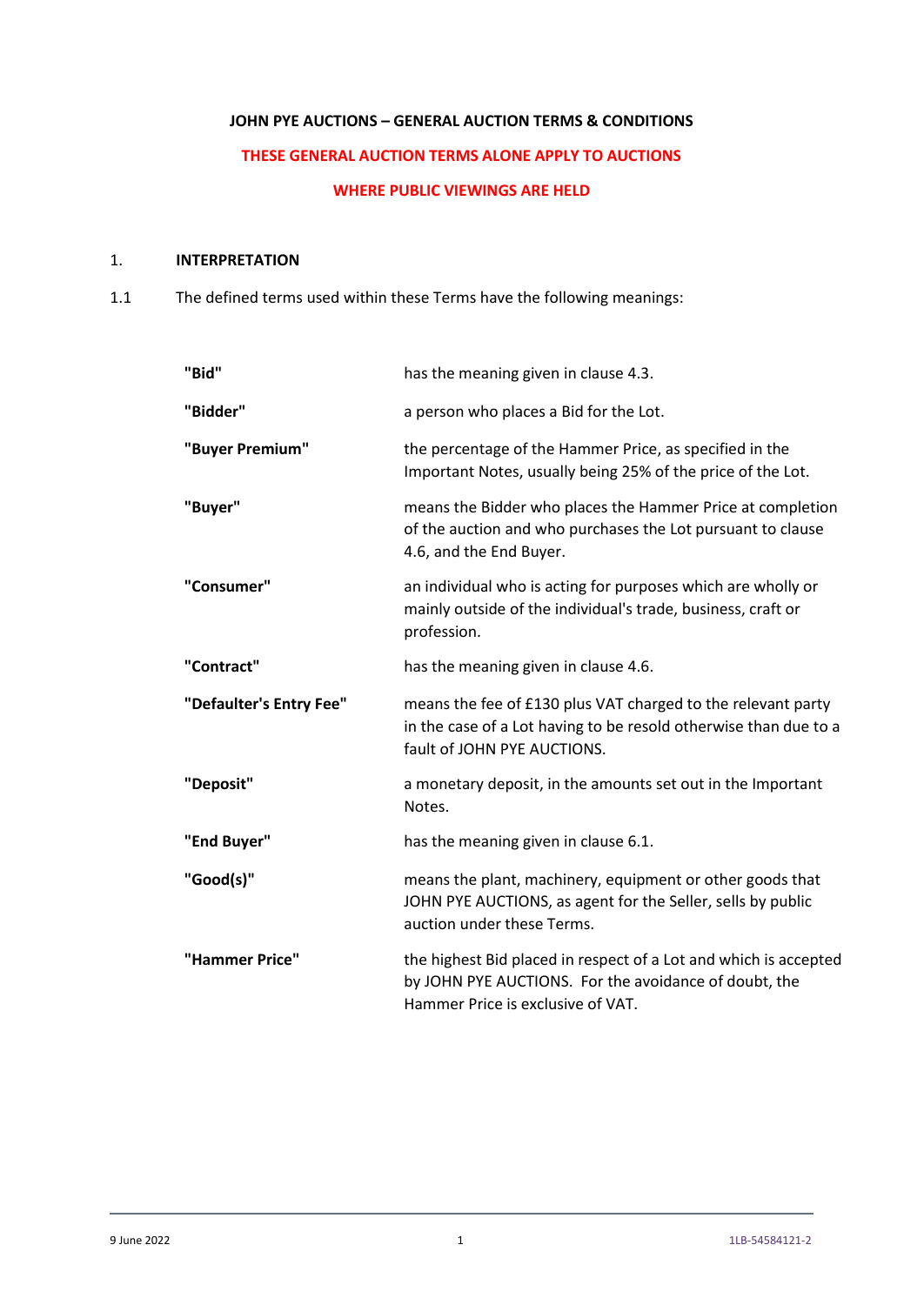# JOHN PYE AUCTIONS – GENERAL AUCTION TERMS & CONDITIONS

**THESE GENERAL AUCTION TERMS ALONE APPLY TO AUCTIONS**

**WHERE PUBLIC VIEWINGS ARE HELD**

## 1. INTERPRETATION

1.1 The defined terms used within these Terms have the following meanings:

| | |
|---|---|
| **"Bid"** | has the meaning given in clause 4.3. |
| **"Bidder"** | a person who places a Bid for the Lot. |
| **"Buyer Premium"** | the percentage of the Hammer Price, as specified in the Important Notes, usually being 25% of the price of the Lot. |
| **"Buyer"** | means the Bidder who places the Hammer Price at completion of the auction and who purchases the Lot pursuant to clause 4.6, and the End Buyer. |
| **"Consumer"** | an individual who is acting for purposes which are wholly or mainly outside of the individual's trade, business, craft or profession. |
| **"Contract"** | has the meaning given in clause 4.6. |
| **"Defaulter's Entry Fee"** | means the fee of £130 plus VAT charged to the relevant party in the case of a Lot having to be resold otherwise than due to a fault of JOHN PYE AUCTIONS. |
| **"Deposit"** | a monetary deposit, in the amounts set out in the Important Notes. |
| **"End Buyer"** | has the meaning given in clause 6.1. |
| **"Good(s)"** | means the plant, machinery, equipment or other goods that JOHN PYE AUCTIONS, as agent for the Seller, sells by public auction under these Terms. |
| **"Hammer Price"** | the highest Bid placed in respect of a Lot and which is accepted by JOHN PYE AUCTIONS. For the avoidance of doubt, the Hammer Price is exclusive of VAT. |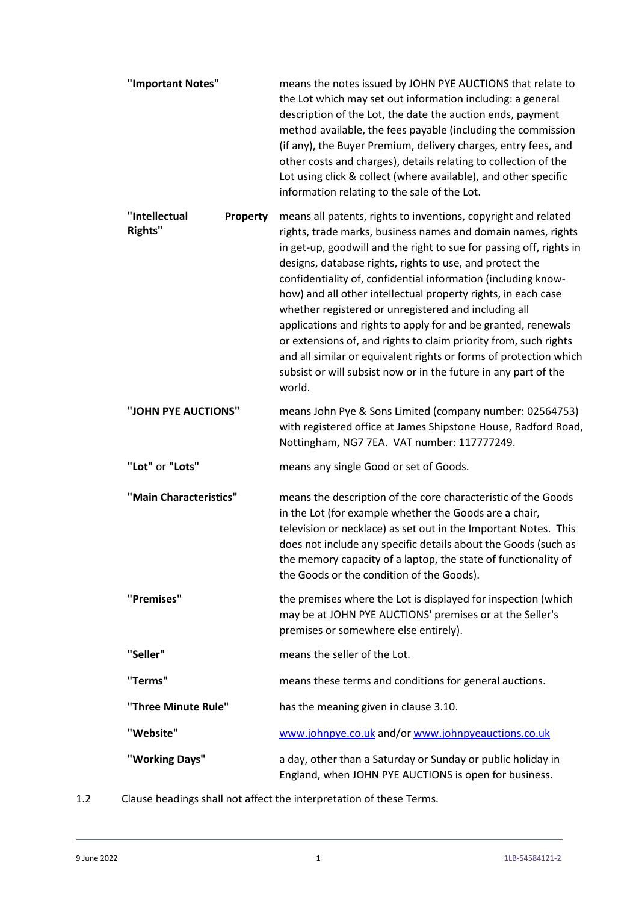| | |
|---|---|
| **"Important Notes"** | means the notes issued by JOHN PYE AUCTIONS that relate to the Lot which may set out information including: a general description of the Lot, the date the auction ends, payment method available, the fees payable (including the commission (if any), the Buyer Premium, delivery charges, entry fees, and other costs and charges), details relating to collection of the Lot using click & collect (where available), and other specific information relating to the sale of the Lot. |
| **"Intellectual Property Rights"** | means all patents, rights to inventions, copyright and related rights, trade marks, business names and domain names, rights in get-up, goodwill and the right to sue for passing off, rights in designs, database rights, rights to use, and protect the confidentiality of, confidential information (including know-how) and all other intellectual property rights, in each case whether registered or unregistered and including all applications and rights to apply for and be granted, renewals or extensions of, and rights to claim priority from, such rights and all similar or equivalent rights or forms of protection which subsist or will subsist now or in the future in any part of the world. |
| **"JOHN PYE AUCTIONS"** | means John Pye & Sons Limited (company number: 02564753) with registered office at James Shipstone House, Radford Road, Nottingham, NG7 7EA. VAT number: 117777249. |
| **"Lot"** or **"Lots"** | means any single Good or set of Goods. |
| **"Main Characteristics"** | means the description of the core characteristic of the Goods in the Lot (for example whether the Goods are a chair, television or necklace) as set out in the Important Notes. This does not include any specific details about the Goods (such as the memory capacity of a laptop, the state of functionality of the Goods or the condition of the Goods). |
| **"Premises"** | the premises where the Lot is displayed for inspection (which may be at JOHN PYE AUCTIONS' premises or at the Seller's premises or somewhere else entirely). |
| **"Seller"** | means the seller of the Lot. |
| **"Terms"** | means these terms and conditions for general auctions. |
| **"Three Minute Rule"** | has the meaning given in clause 3.10. |
| **"Website"** | www.johnpye.co.uk and/or www.johnpyeauctions.co.uk |
| **"Working Days"** | a day, other than a Saturday or Sunday or public holiday in England, when JOHN PYE AUCTIONS is open for business. |

1.2 Clause headings shall not affect the interpretation of these Terms.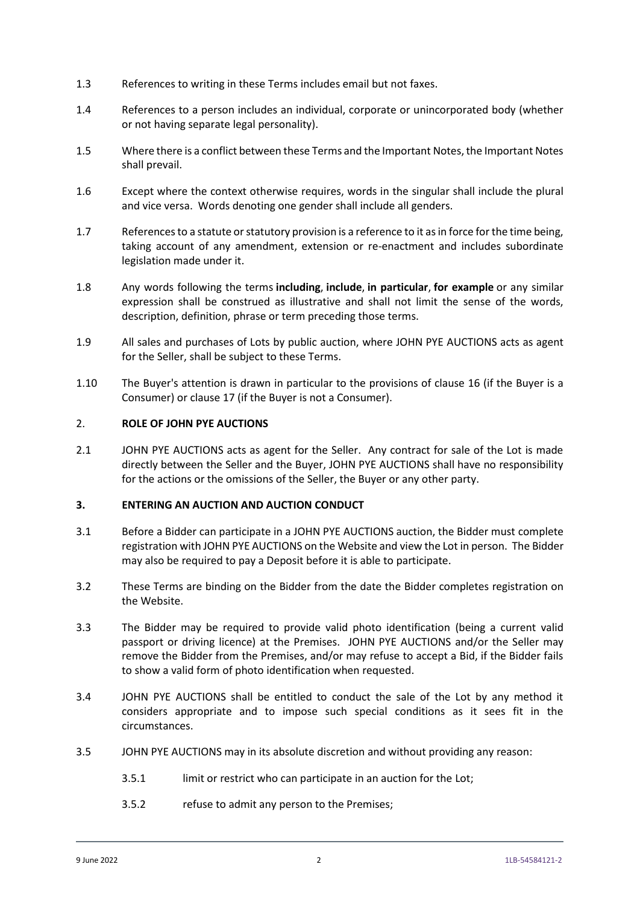1.3 References to writing in these Terms includes email but not faxes.

1.4 References to a person includes an individual, corporate or unincorporated body (whether or not having separate legal personality).

1.5 Where there is a conflict between these Terms and the Important Notes, the Important Notes shall prevail.

1.6 Except where the context otherwise requires, words in the singular shall include the plural and vice versa. Words denoting one gender shall include all genders.

1.7 References to a statute or statutory provision is a reference to it as in force for the time being, taking account of any amendment, extension or re-enactment and includes subordinate legislation made under it.

1.8 Any words following the terms **including**, **include**, **in particular**, **for example** or any similar expression shall be construed as illustrative and shall not limit the sense of the words, description, definition, phrase or term preceding those terms.

1.9 All sales and purchases of Lots by public auction, where JOHN PYE AUCTIONS acts as agent for the Seller, shall be subject to these Terms.

1.10 The Buyer's attention is drawn in particular to the provisions of clause 16 (if the Buyer is a Consumer) or clause 17 (if the Buyer is not a Consumer).

## 2. ROLE OF JOHN PYE AUCTIONS

2.1 JOHN PYE AUCTIONS acts as agent for the Seller. Any contract for sale of the Lot is made directly between the Seller and the Buyer, JOHN PYE AUCTIONS shall have no responsibility for the actions or the omissions of the Seller, the Buyer or any other party.

## 3. ENTERING AN AUCTION AND AUCTION CONDUCT

3.1 Before a Bidder can participate in a JOHN PYE AUCTIONS auction, the Bidder must complete registration with JOHN PYE AUCTIONS on the Website and view the Lot in person. The Bidder may also be required to pay a Deposit before it is able to participate.

3.2 These Terms are binding on the Bidder from the date the Bidder completes registration on the Website.

3.3 The Bidder may be required to provide valid photo identification (being a current valid passport or driving licence) at the Premises. JOHN PYE AUCTIONS and/or the Seller may remove the Bidder from the Premises, and/or may refuse to accept a Bid, if the Bidder fails to show a valid form of photo identification when requested.

3.4 JOHN PYE AUCTIONS shall be entitled to conduct the sale of the Lot by any method it considers appropriate and to impose such special conditions as it sees fit in the circumstances.

3.5 JOHN PYE AUCTIONS may in its absolute discretion and without providing any reason:

3.5.1 limit or restrict who can participate in an auction for the Lot;

3.5.2 refuse to admit any person to the Premises;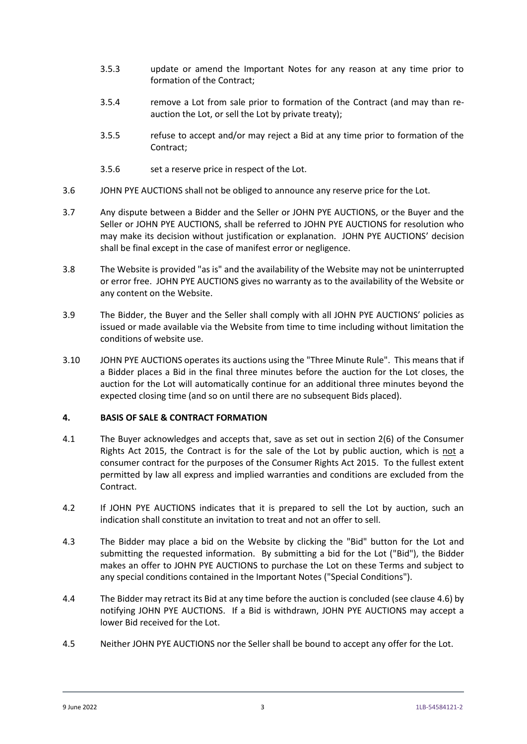3.5.3 update or amend the Important Notes for any reason at any time prior to formation of the Contract;

3.5.4 remove a Lot from sale prior to formation of the Contract (and may than re-auction the Lot, or sell the Lot by private treaty);

3.5.5 refuse to accept and/or may reject a Bid at any time prior to formation of the Contract;

3.5.6 set a reserve price in respect of the Lot.

3.6 JOHN PYE AUCTIONS shall not be obliged to announce any reserve price for the Lot.

3.7 Any dispute between a Bidder and the Seller or JOHN PYE AUCTIONS, or the Buyer and the Seller or JOHN PYE AUCTIONS, shall be referred to JOHN PYE AUCTIONS for resolution who may make its decision without justification or explanation. JOHN PYE AUCTIONS' decision shall be final except in the case of manifest error or negligence.

3.8 The Website is provided "as is" and the availability of the Website may not be uninterrupted or error free. JOHN PYE AUCTIONS gives no warranty as to the availability of the Website or any content on the Website.

3.9 The Bidder, the Buyer and the Seller shall comply with all JOHN PYE AUCTIONS' policies as issued or made available via the Website from time to time including without limitation the conditions of website use.

3.10 JOHN PYE AUCTIONS operates its auctions using the "Three Minute Rule". This means that if a Bidder places a Bid in the final three minutes before the auction for the Lot closes, the auction for the Lot will automatically continue for an additional three minutes beyond the expected closing time (and so on until there are no subsequent Bids placed).

## 4. BASIS OF SALE & CONTRACT FORMATION

4.1 The Buyer acknowledges and accepts that, save as set out in section 2(6) of the Consumer Rights Act 2015, the Contract is for the sale of the Lot by public auction, which is not a consumer contract for the purposes of the Consumer Rights Act 2015. To the fullest extent permitted by law all express and implied warranties and conditions are excluded from the Contract.

4.2 If JOHN PYE AUCTIONS indicates that it is prepared to sell the Lot by auction, such an indication shall constitute an invitation to treat and not an offer to sell.

4.3 The Bidder may place a bid on the Website by clicking the "Bid" button for the Lot and submitting the requested information. By submitting a bid for the Lot ("Bid"), the Bidder makes an offer to JOHN PYE AUCTIONS to purchase the Lot on these Terms and subject to any special conditions contained in the Important Notes ("Special Conditions").

4.4 The Bidder may retract its Bid at any time before the auction is concluded (see clause 4.6) by notifying JOHN PYE AUCTIONS. If a Bid is withdrawn, JOHN PYE AUCTIONS may accept a lower Bid received for the Lot.

4.5 Neither JOHN PYE AUCTIONS nor the Seller shall be bound to accept any offer for the Lot.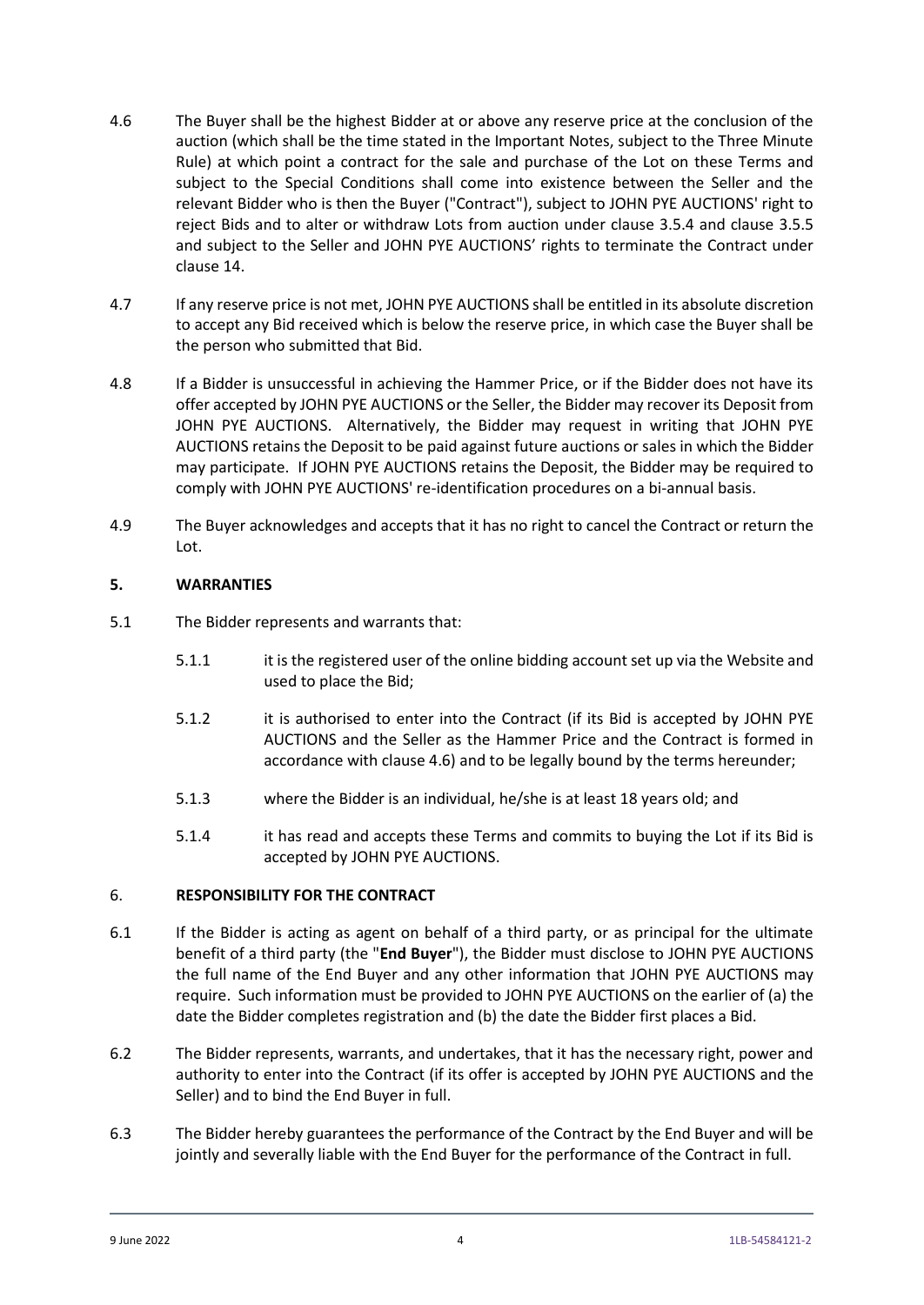4.6 The Buyer shall be the highest Bidder at or above any reserve price at the conclusion of the auction (which shall be the time stated in the Important Notes, subject to the Three Minute Rule) at which point a contract for the sale and purchase of the Lot on these Terms and subject to the Special Conditions shall come into existence between the Seller and the relevant Bidder who is then the Buyer ("Contract"), subject to JOHN PYE AUCTIONS' right to reject Bids and to alter or withdraw Lots from auction under clause 3.5.4 and clause 3.5.5 and subject to the Seller and JOHN PYE AUCTIONS' rights to terminate the Contract under clause 14.

4.7 If any reserve price is not met, JOHN PYE AUCTIONS shall be entitled in its absolute discretion to accept any Bid received which is below the reserve price, in which case the Buyer shall be the person who submitted that Bid.

4.8 If a Bidder is unsuccessful in achieving the Hammer Price, or if the Bidder does not have its offer accepted by JOHN PYE AUCTIONS or the Seller, the Bidder may recover its Deposit from JOHN PYE AUCTIONS. Alternatively, the Bidder may request in writing that JOHN PYE AUCTIONS retains the Deposit to be paid against future auctions or sales in which the Bidder may participate. If JOHN PYE AUCTIONS retains the Deposit, the Bidder may be required to comply with JOHN PYE AUCTIONS' re-identification procedures on a bi-annual basis.

4.9 The Buyer acknowledges and accepts that it has no right to cancel the Contract or return the Lot.

## 5. WARRANTIES

5.1 The Bidder represents and warrants that:

5.1.1 it is the registered user of the online bidding account set up via the Website and used to place the Bid;

5.1.2 it is authorised to enter into the Contract (if its Bid is accepted by JOHN PYE AUCTIONS and the Seller as the Hammer Price and the Contract is formed in accordance with clause 4.6) and to be legally bound by the terms hereunder;

5.1.3 where the Bidder is an individual, he/she is at least 18 years old; and

5.1.4 it has read and accepts these Terms and commits to buying the Lot if its Bid is accepted by JOHN PYE AUCTIONS.

## 6. RESPONSIBILITY FOR THE CONTRACT

6.1 If the Bidder is acting as agent on behalf of a third party, or as principal for the ultimate benefit of a third party (the "**End Buyer**"), the Bidder must disclose to JOHN PYE AUCTIONS the full name of the End Buyer and any other information that JOHN PYE AUCTIONS may require. Such information must be provided to JOHN PYE AUCTIONS on the earlier of (a) the date the Bidder completes registration and (b) the date the Bidder first places a Bid.

6.2 The Bidder represents, warrants, and undertakes, that it has the necessary right, power and authority to enter into the Contract (if its offer is accepted by JOHN PYE AUCTIONS and the Seller) and to bind the End Buyer in full.

6.3 The Bidder hereby guarantees the performance of the Contract by the End Buyer and will be jointly and severally liable with the End Buyer for the performance of the Contract in full.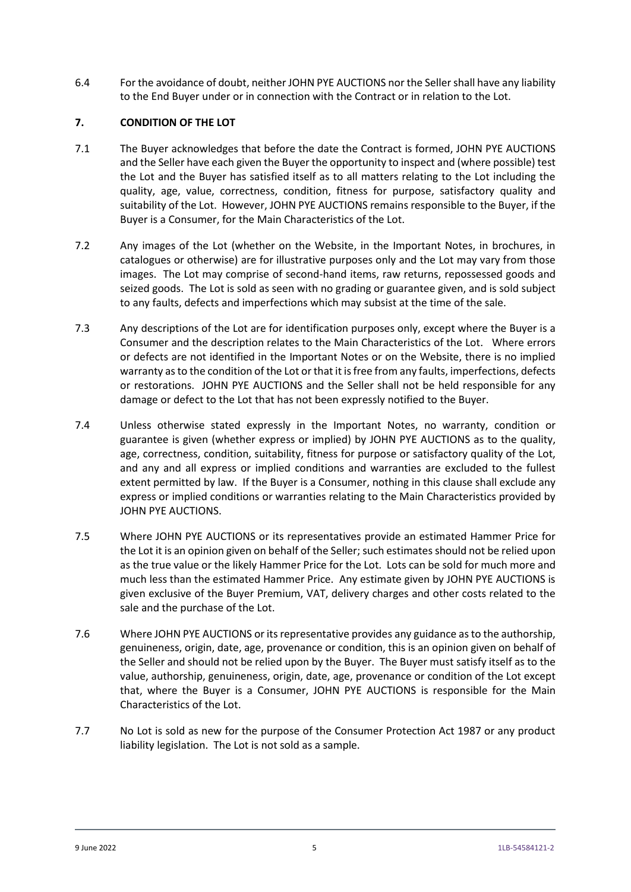6.4 For the avoidance of doubt, neither JOHN PYE AUCTIONS nor the Seller shall have any liability to the End Buyer under or in connection with the Contract or in relation to the Lot.

## 7. CONDITION OF THE LOT

7.1 The Buyer acknowledges that before the date the Contract is formed, JOHN PYE AUCTIONS and the Seller have each given the Buyer the opportunity to inspect and (where possible) test the Lot and the Buyer has satisfied itself as to all matters relating to the Lot including the quality, age, value, correctness, condition, fitness for purpose, satisfactory quality and suitability of the Lot. However, JOHN PYE AUCTIONS remains responsible to the Buyer, if the Buyer is a Consumer, for the Main Characteristics of the Lot.

7.2 Any images of the Lot (whether on the Website, in the Important Notes, in brochures, in catalogues or otherwise) are for illustrative purposes only and the Lot may vary from those images. The Lot may comprise of second-hand items, raw returns, repossessed goods and seized goods. The Lot is sold as seen with no grading or guarantee given, and is sold subject to any faults, defects and imperfections which may subsist at the time of the sale.

7.3 Any descriptions of the Lot are for identification purposes only, except where the Buyer is a Consumer and the description relates to the Main Characteristics of the Lot. Where errors or defects are not identified in the Important Notes or on the Website, there is no implied warranty as to the condition of the Lot or that it is free from any faults, imperfections, defects or restorations. JOHN PYE AUCTIONS and the Seller shall not be held responsible for any damage or defect to the Lot that has not been expressly notified to the Buyer.

7.4 Unless otherwise stated expressly in the Important Notes, no warranty, condition or guarantee is given (whether express or implied) by JOHN PYE AUCTIONS as to the quality, age, correctness, condition, suitability, fitness for purpose or satisfactory quality of the Lot, and any and all express or implied conditions and warranties are excluded to the fullest extent permitted by law. If the Buyer is a Consumer, nothing in this clause shall exclude any express or implied conditions or warranties relating to the Main Characteristics provided by JOHN PYE AUCTIONS.

7.5 Where JOHN PYE AUCTIONS or its representatives provide an estimated Hammer Price for the Lot it is an opinion given on behalf of the Seller; such estimates should not be relied upon as the true value or the likely Hammer Price for the Lot. Lots can be sold for much more and much less than the estimated Hammer Price. Any estimate given by JOHN PYE AUCTIONS is given exclusive of the Buyer Premium, VAT, delivery charges and other costs related to the sale and the purchase of the Lot.

7.6 Where JOHN PYE AUCTIONS or its representative provides any guidance as to the authorship, genuineness, origin, date, age, provenance or condition, this is an opinion given on behalf of the Seller and should not be relied upon by the Buyer. The Buyer must satisfy itself as to the value, authorship, genuineness, origin, date, age, provenance or condition of the Lot except that, where the Buyer is a Consumer, JOHN PYE AUCTIONS is responsible for the Main Characteristics of the Lot.

7.7 No Lot is sold as new for the purpose of the Consumer Protection Act 1987 or any product liability legislation. The Lot is not sold as a sample.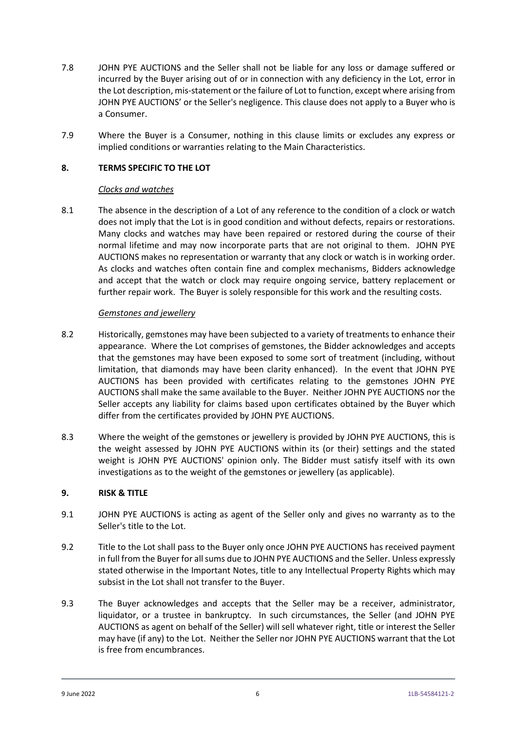7.8 JOHN PYE AUCTIONS and the Seller shall not be liable for any loss or damage suffered or incurred by the Buyer arising out of or in connection with any deficiency in the Lot, error in the Lot description, mis-statement or the failure of Lot to function, except where arising from JOHN PYE AUCTIONS' or the Seller's negligence. This clause does not apply to a Buyer who is a Consumer.

7.9 Where the Buyer is a Consumer, nothing in this clause limits or excludes any express or implied conditions or warranties relating to the Main Characteristics.

## 8. TERMS SPECIFIC TO THE LOT

*Clocks and watches*

8.1 The absence in the description of a Lot of any reference to the condition of a clock or watch does not imply that the Lot is in good condition and without defects, repairs or restorations. Many clocks and watches may have been repaired or restored during the course of their normal lifetime and may now incorporate parts that are not original to them. JOHN PYE AUCTIONS makes no representation or warranty that any clock or watch is in working order. As clocks and watches often contain fine and complex mechanisms, Bidders acknowledge and accept that the watch or clock may require ongoing service, battery replacement or further repair work. The Buyer is solely responsible for this work and the resulting costs.

*Gemstones and jewellery*

8.2 Historically, gemstones may have been subjected to a variety of treatments to enhance their appearance. Where the Lot comprises of gemstones, the Bidder acknowledges and accepts that the gemstones may have been exposed to some sort of treatment (including, without limitation, that diamonds may have been clarity enhanced). In the event that JOHN PYE AUCTIONS has been provided with certificates relating to the gemstones JOHN PYE AUCTIONS shall make the same available to the Buyer. Neither JOHN PYE AUCTIONS nor the Seller accepts any liability for claims based upon certificates obtained by the Buyer which differ from the certificates provided by JOHN PYE AUCTIONS.

8.3 Where the weight of the gemstones or jewellery is provided by JOHN PYE AUCTIONS, this is the weight assessed by JOHN PYE AUCTIONS within its (or their) settings and the stated weight is JOHN PYE AUCTIONS' opinion only. The Bidder must satisfy itself with its own investigations as to the weight of the gemstones or jewellery (as applicable).

## 9. RISK & TITLE

9.1 JOHN PYE AUCTIONS is acting as agent of the Seller only and gives no warranty as to the Seller's title to the Lot.

9.2 Title to the Lot shall pass to the Buyer only once JOHN PYE AUCTIONS has received payment in full from the Buyer for all sums due to JOHN PYE AUCTIONS and the Seller. Unless expressly stated otherwise in the Important Notes, title to any Intellectual Property Rights which may subsist in the Lot shall not transfer to the Buyer.

9.3 The Buyer acknowledges and accepts that the Seller may be a receiver, administrator, liquidator, or a trustee in bankruptcy. In such circumstances, the Seller (and JOHN PYE AUCTIONS as agent on behalf of the Seller) will sell whatever right, title or interest the Seller may have (if any) to the Lot. Neither the Seller nor JOHN PYE AUCTIONS warrant that the Lot is free from encumbrances.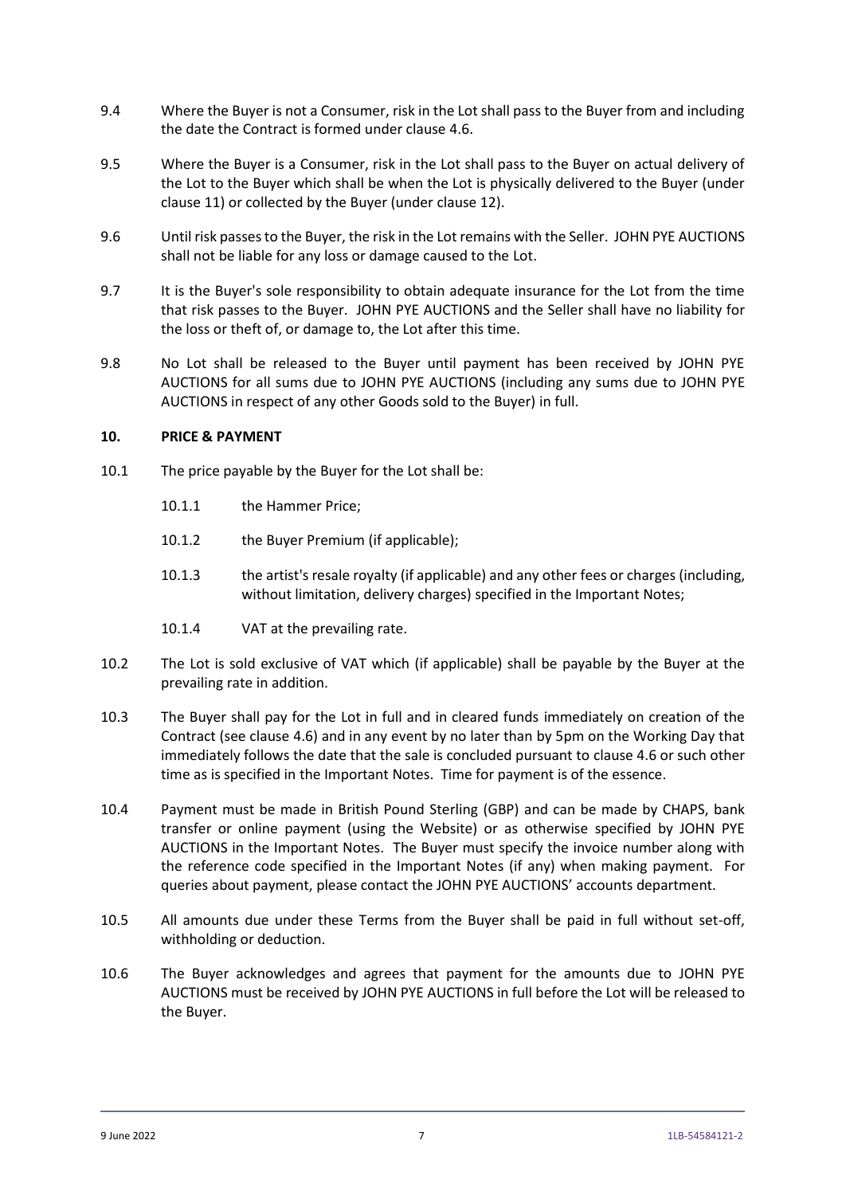9.4 Where the Buyer is not a Consumer, risk in the Lot shall pass to the Buyer from and including the date the Contract is formed under clause 4.6.

9.5 Where the Buyer is a Consumer, risk in the Lot shall pass to the Buyer on actual delivery of the Lot to the Buyer which shall be when the Lot is physically delivered to the Buyer (under clause 11) or collected by the Buyer (under clause 12).

9.6 Until risk passes to the Buyer, the risk in the Lot remains with the Seller. JOHN PYE AUCTIONS shall not be liable for any loss or damage caused to the Lot.

9.7 It is the Buyer's sole responsibility to obtain adequate insurance for the Lot from the time that risk passes to the Buyer. JOHN PYE AUCTIONS and the Seller shall have no liability for the loss or theft of, or damage to, the Lot after this time.

9.8 No Lot shall be released to the Buyer until payment has been received by JOHN PYE AUCTIONS for all sums due to JOHN PYE AUCTIONS (including any sums due to JOHN PYE AUCTIONS in respect of any other Goods sold to the Buyer) in full.

## 10. PRICE & PAYMENT

10.1 The price payable by the Buyer for the Lot shall be:

10.1.1 the Hammer Price;

10.1.2 the Buyer Premium (if applicable);

10.1.3 the artist's resale royalty (if applicable) and any other fees or charges (including, without limitation, delivery charges) specified in the Important Notes;

10.1.4 VAT at the prevailing rate.

10.2 The Lot is sold exclusive of VAT which (if applicable) shall be payable by the Buyer at the prevailing rate in addition.

10.3 The Buyer shall pay for the Lot in full and in cleared funds immediately on creation of the Contract (see clause 4.6) and in any event by no later than by 5pm on the Working Day that immediately follows the date that the sale is concluded pursuant to clause 4.6 or such other time as is specified in the Important Notes. Time for payment is of the essence.

10.4 Payment must be made in British Pound Sterling (GBP) and can be made by CHAPS, bank transfer or online payment (using the Website) or as otherwise specified by JOHN PYE AUCTIONS in the Important Notes. The Buyer must specify the invoice number along with the reference code specified in the Important Notes (if any) when making payment. For queries about payment, please contact the JOHN PYE AUCTIONS' accounts department.

10.5 All amounts due under these Terms from the Buyer shall be paid in full without set-off, withholding or deduction.

10.6 The Buyer acknowledges and agrees that payment for the amounts due to JOHN PYE AUCTIONS must be received by JOHN PYE AUCTIONS in full before the Lot will be released to the Buyer.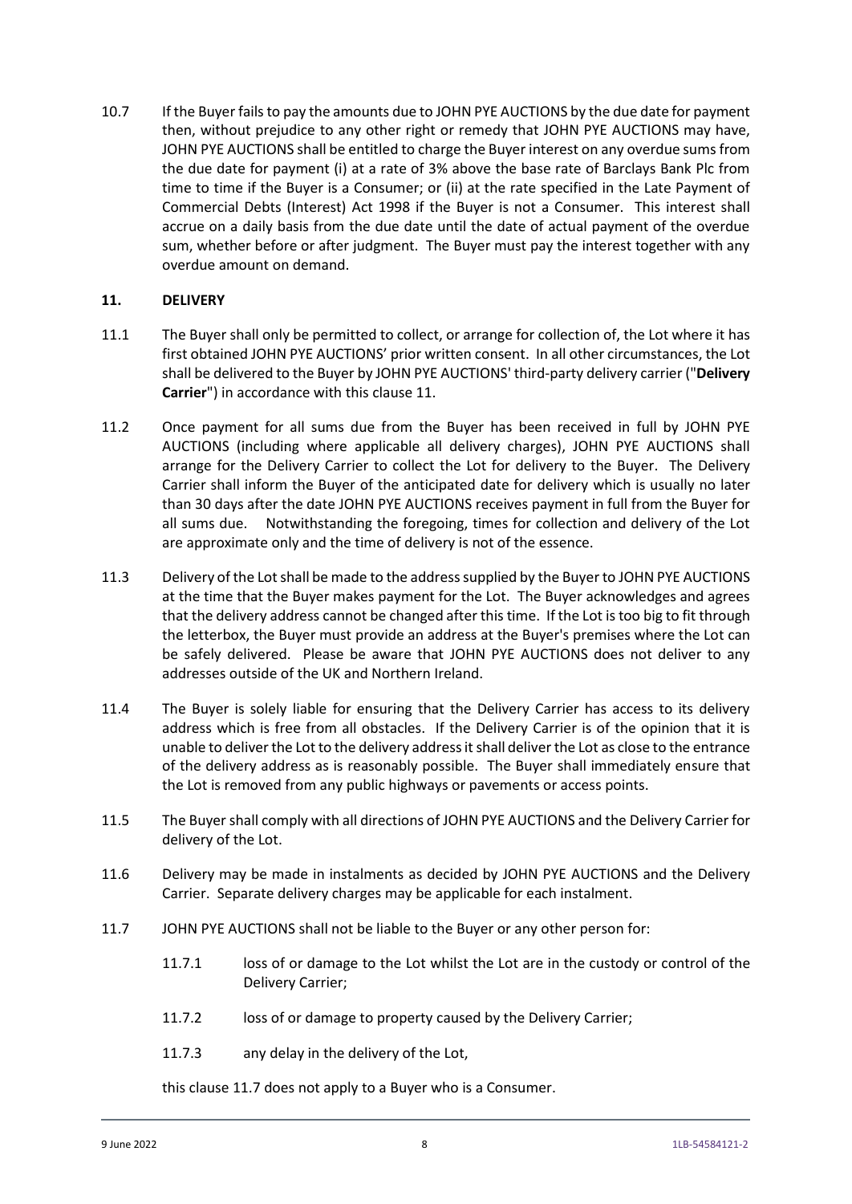10.7 If the Buyer fails to pay the amounts due to JOHN PYE AUCTIONS by the due date for payment then, without prejudice to any other right or remedy that JOHN PYE AUCTIONS may have, JOHN PYE AUCTIONS shall be entitled to charge the Buyer interest on any overdue sums from the due date for payment (i) at a rate of 3% above the base rate of Barclays Bank Plc from time to time if the Buyer is a Consumer; or (ii) at the rate specified in the Late Payment of Commercial Debts (Interest) Act 1998 if the Buyer is not a Consumer. This interest shall accrue on a daily basis from the due date until the date of actual payment of the overdue sum, whether before or after judgment. The Buyer must pay the interest together with any overdue amount on demand.

## 11. DELIVERY

11.1 The Buyer shall only be permitted to collect, or arrange for collection of, the Lot where it has first obtained JOHN PYE AUCTIONS' prior written consent. In all other circumstances, the Lot shall be delivered to the Buyer by JOHN PYE AUCTIONS' third-party delivery carrier ("**Delivery Carrier**") in accordance with this clause 11.

11.2 Once payment for all sums due from the Buyer has been received in full by JOHN PYE AUCTIONS (including where applicable all delivery charges), JOHN PYE AUCTIONS shall arrange for the Delivery Carrier to collect the Lot for delivery to the Buyer. The Delivery Carrier shall inform the Buyer of the anticipated date for delivery which is usually no later than 30 days after the date JOHN PYE AUCTIONS receives payment in full from the Buyer for all sums due. Notwithstanding the foregoing, times for collection and delivery of the Lot are approximate only and the time of delivery is not of the essence.

11.3 Delivery of the Lot shall be made to the address supplied by the Buyer to JOHN PYE AUCTIONS at the time that the Buyer makes payment for the Lot. The Buyer acknowledges and agrees that the delivery address cannot be changed after this time. If the Lot is too big to fit through the letterbox, the Buyer must provide an address at the Buyer's premises where the Lot can be safely delivered. Please be aware that JOHN PYE AUCTIONS does not deliver to any addresses outside of the UK and Northern Ireland.

11.4 The Buyer is solely liable for ensuring that the Delivery Carrier has access to its delivery address which is free from all obstacles. If the Delivery Carrier is of the opinion that it is unable to deliver the Lot to the delivery address it shall deliver the Lot as close to the entrance of the delivery address as is reasonably possible. The Buyer shall immediately ensure that the Lot is removed from any public highways or pavements or access points.

11.5 The Buyer shall comply with all directions of JOHN PYE AUCTIONS and the Delivery Carrier for delivery of the Lot.

11.6 Delivery may be made in instalments as decided by JOHN PYE AUCTIONS and the Delivery Carrier. Separate delivery charges may be applicable for each instalment.

11.7 JOHN PYE AUCTIONS shall not be liable to the Buyer or any other person for:

11.7.1 loss of or damage to the Lot whilst the Lot are in the custody or control of the Delivery Carrier;

11.7.2 loss of or damage to property caused by the Delivery Carrier;

11.7.3 any delay in the delivery of the Lot,

this clause 11.7 does not apply to a Buyer who is a Consumer.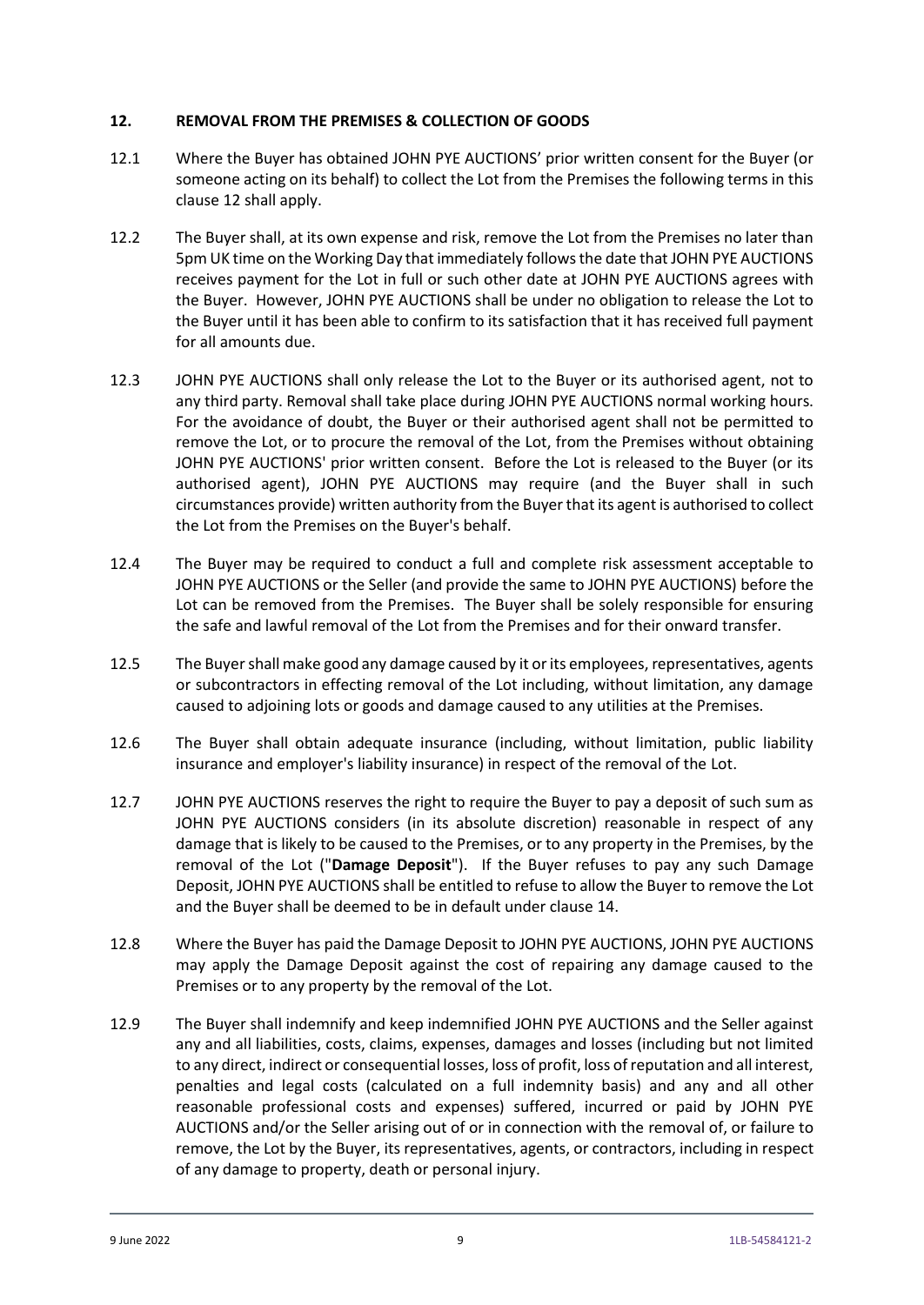## 12. REMOVAL FROM THE PREMISES & COLLECTION OF GOODS

12.1 Where the Buyer has obtained JOHN PYE AUCTIONS' prior written consent for the Buyer (or someone acting on its behalf) to collect the Lot from the Premises the following terms in this clause 12 shall apply.

12.2 The Buyer shall, at its own expense and risk, remove the Lot from the Premises no later than 5pm UK time on the Working Day that immediately follows the date that JOHN PYE AUCTIONS receives payment for the Lot in full or such other date at JOHN PYE AUCTIONS agrees with the Buyer. However, JOHN PYE AUCTIONS shall be under no obligation to release the Lot to the Buyer until it has been able to confirm to its satisfaction that it has received full payment for all amounts due.

12.3 JOHN PYE AUCTIONS shall only release the Lot to the Buyer or its authorised agent, not to any third party. Removal shall take place during JOHN PYE AUCTIONS normal working hours. For the avoidance of doubt, the Buyer or their authorised agent shall not be permitted to remove the Lot, or to procure the removal of the Lot, from the Premises without obtaining JOHN PYE AUCTIONS' prior written consent. Before the Lot is released to the Buyer (or its authorised agent), JOHN PYE AUCTIONS may require (and the Buyer shall in such circumstances provide) written authority from the Buyer that its agent is authorised to collect the Lot from the Premises on the Buyer's behalf.

12.4 The Buyer may be required to conduct a full and complete risk assessment acceptable to JOHN PYE AUCTIONS or the Seller (and provide the same to JOHN PYE AUCTIONS) before the Lot can be removed from the Premises. The Buyer shall be solely responsible for ensuring the safe and lawful removal of the Lot from the Premises and for their onward transfer.

12.5 The Buyer shall make good any damage caused by it or its employees, representatives, agents or subcontractors in effecting removal of the Lot including, without limitation, any damage caused to adjoining lots or goods and damage caused to any utilities at the Premises.

12.6 The Buyer shall obtain adequate insurance (including, without limitation, public liability insurance and employer's liability insurance) in respect of the removal of the Lot.

12.7 JOHN PYE AUCTIONS reserves the right to require the Buyer to pay a deposit of such sum as JOHN PYE AUCTIONS considers (in its absolute discretion) reasonable in respect of any damage that is likely to be caused to the Premises, or to any property in the Premises, by the removal of the Lot ("**Damage Deposit**"). If the Buyer refuses to pay any such Damage Deposit, JOHN PYE AUCTIONS shall be entitled to refuse to allow the Buyer to remove the Lot and the Buyer shall be deemed to be in default under clause 14.

12.8 Where the Buyer has paid the Damage Deposit to JOHN PYE AUCTIONS, JOHN PYE AUCTIONS may apply the Damage Deposit against the cost of repairing any damage caused to the Premises or to any property by the removal of the Lot.

12.9 The Buyer shall indemnify and keep indemnified JOHN PYE AUCTIONS and the Seller against any and all liabilities, costs, claims, expenses, damages and losses (including but not limited to any direct, indirect or consequential losses, loss of profit, loss of reputation and all interest, penalties and legal costs (calculated on a full indemnity basis) and any and all other reasonable professional costs and expenses) suffered, incurred or paid by JOHN PYE AUCTIONS and/or the Seller arising out of or in connection with the removal of, or failure to remove, the Lot by the Buyer, its representatives, agents, or contractors, including in respect of any damage to property, death or personal injury.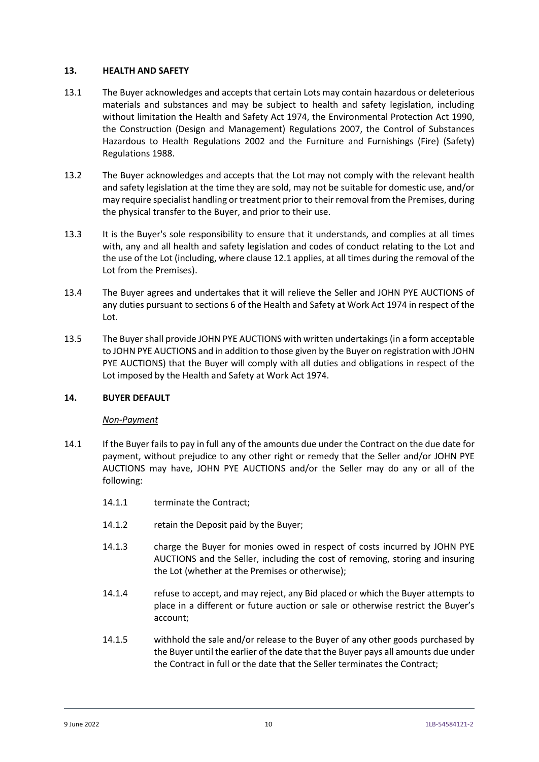## 13. HEALTH AND SAFETY

13.1 The Buyer acknowledges and accepts that certain Lots may contain hazardous or deleterious materials and substances and may be subject to health and safety legislation, including without limitation the Health and Safety Act 1974, the Environmental Protection Act 1990, the Construction (Design and Management) Regulations 2007, the Control of Substances Hazardous to Health Regulations 2002 and the Furniture and Furnishings (Fire) (Safety) Regulations 1988.

13.2 The Buyer acknowledges and accepts that the Lot may not comply with the relevant health and safety legislation at the time they are sold, may not be suitable for domestic use, and/or may require specialist handling or treatment prior to their removal from the Premises, during the physical transfer to the Buyer, and prior to their use.

13.3 It is the Buyer's sole responsibility to ensure that it understands, and complies at all times with, any and all health and safety legislation and codes of conduct relating to the Lot and the use of the Lot (including, where clause 12.1 applies, at all times during the removal of the Lot from the Premises).

13.4 The Buyer agrees and undertakes that it will relieve the Seller and JOHN PYE AUCTIONS of any duties pursuant to sections 6 of the Health and Safety at Work Act 1974 in respect of the Lot.

13.5 The Buyer shall provide JOHN PYE AUCTIONS with written undertakings (in a form acceptable to JOHN PYE AUCTIONS and in addition to those given by the Buyer on registration with JOHN PYE AUCTIONS) that the Buyer will comply with all duties and obligations in respect of the Lot imposed by the Health and Safety at Work Act 1974.

## 14. BUYER DEFAULT

*Non-Payment*

14.1 If the Buyer fails to pay in full any of the amounts due under the Contract on the due date for payment, without prejudice to any other right or remedy that the Seller and/or JOHN PYE AUCTIONS may have, JOHN PYE AUCTIONS and/or the Seller may do any or all of the following:

14.1.1 terminate the Contract;

14.1.2 retain the Deposit paid by the Buyer;

14.1.3 charge the Buyer for monies owed in respect of costs incurred by JOHN PYE AUCTIONS and the Seller, including the cost of removing, storing and insuring the Lot (whether at the Premises or otherwise);

14.1.4 refuse to accept, and may reject, any Bid placed or which the Buyer attempts to place in a different or future auction or sale or otherwise restrict the Buyer's account;

14.1.5 withhold the sale and/or release to the Buyer of any other goods purchased by the Buyer until the earlier of the date that the Buyer pays all amounts due under the Contract in full or the date that the Seller terminates the Contract;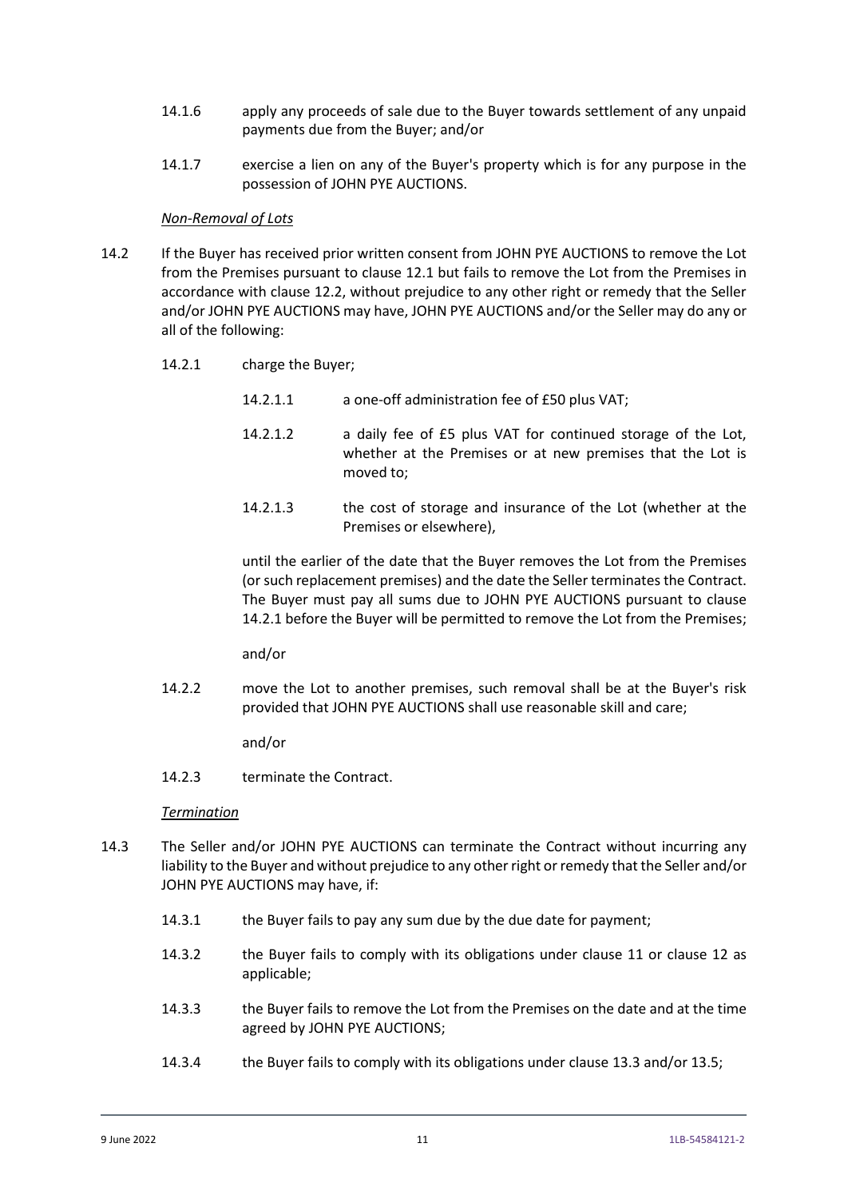14.1.6 apply any proceeds of sale due to the Buyer towards settlement of any unpaid payments due from the Buyer; and/or

14.1.7 exercise a lien on any of the Buyer's property which is for any purpose in the possession of JOHN PYE AUCTIONS.

*Non-Removal of Lots*

14.2 If the Buyer has received prior written consent from JOHN PYE AUCTIONS to remove the Lot from the Premises pursuant to clause 12.1 but fails to remove the Lot from the Premises in accordance with clause 12.2, without prejudice to any other right or remedy that the Seller and/or JOHN PYE AUCTIONS may have, JOHN PYE AUCTIONS and/or the Seller may do any or all of the following:

14.2.1 charge the Buyer;

14.2.1.1 a one-off administration fee of £50 plus VAT;

14.2.1.2 a daily fee of £5 plus VAT for continued storage of the Lot, whether at the Premises or at new premises that the Lot is moved to;

14.2.1.3 the cost of storage and insurance of the Lot (whether at the Premises or elsewhere),

until the earlier of the date that the Buyer removes the Lot from the Premises (or such replacement premises) and the date the Seller terminates the Contract. The Buyer must pay all sums due to JOHN PYE AUCTIONS pursuant to clause 14.2.1 before the Buyer will be permitted to remove the Lot from the Premises;

and/or

14.2.2 move the Lot to another premises, such removal shall be at the Buyer's risk provided that JOHN PYE AUCTIONS shall use reasonable skill and care;

and/or

14.2.3 terminate the Contract.

*Termination*

14.3 The Seller and/or JOHN PYE AUCTIONS can terminate the Contract without incurring any liability to the Buyer and without prejudice to any other right or remedy that the Seller and/or JOHN PYE AUCTIONS may have, if:

14.3.1 the Buyer fails to pay any sum due by the due date for payment;

14.3.2 the Buyer fails to comply with its obligations under clause 11 or clause 12 as applicable;

14.3.3 the Buyer fails to remove the Lot from the Premises on the date and at the time agreed by JOHN PYE AUCTIONS;

14.3.4 the Buyer fails to comply with its obligations under clause 13.3 and/or 13.5;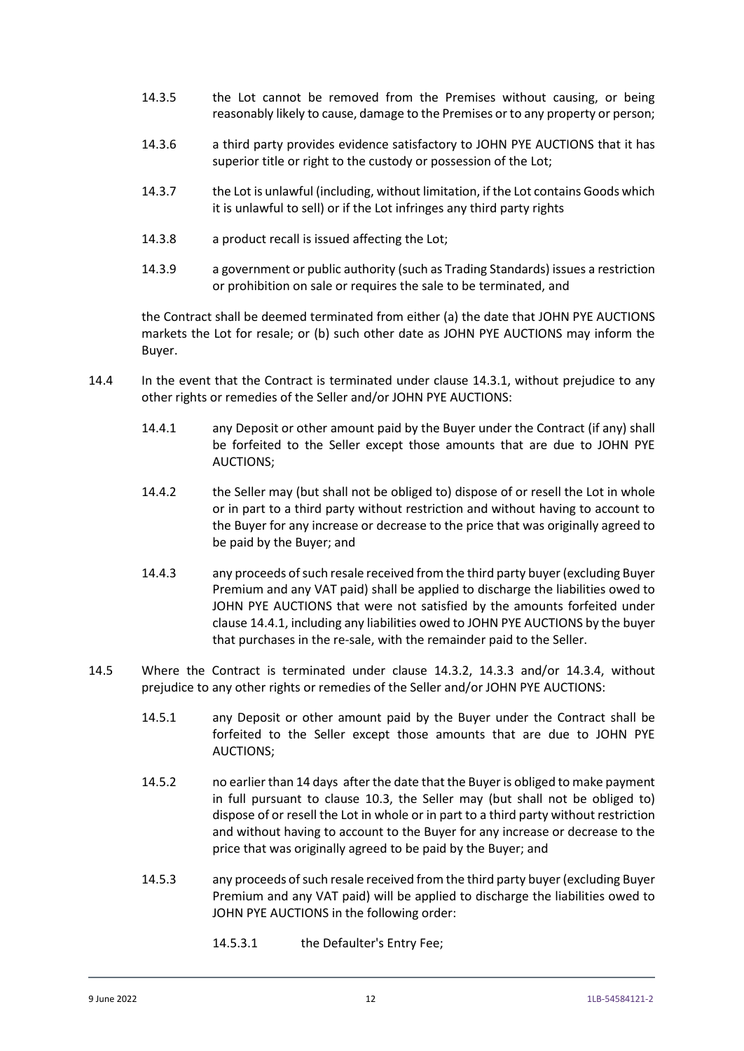14.3.5 the Lot cannot be removed from the Premises without causing, or being reasonably likely to cause, damage to the Premises or to any property or person;

14.3.6 a third party provides evidence satisfactory to JOHN PYE AUCTIONS that it has superior title or right to the custody or possession of the Lot;

14.3.7 the Lot is unlawful (including, without limitation, if the Lot contains Goods which it is unlawful to sell) or if the Lot infringes any third party rights

14.3.8 a product recall is issued affecting the Lot;

14.3.9 a government or public authority (such as Trading Standards) issues a restriction or prohibition on sale or requires the sale to be terminated, and

the Contract shall be deemed terminated from either (a) the date that JOHN PYE AUCTIONS markets the Lot for resale; or (b) such other date as JOHN PYE AUCTIONS may inform the Buyer.

14.4 In the event that the Contract is terminated under clause 14.3.1, without prejudice to any other rights or remedies of the Seller and/or JOHN PYE AUCTIONS:

14.4.1 any Deposit or other amount paid by the Buyer under the Contract (if any) shall be forfeited to the Seller except those amounts that are due to JOHN PYE AUCTIONS;

14.4.2 the Seller may (but shall not be obliged to) dispose of or resell the Lot in whole or in part to a third party without restriction and without having to account to the Buyer for any increase or decrease to the price that was originally agreed to be paid by the Buyer; and

14.4.3 any proceeds of such resale received from the third party buyer (excluding Buyer Premium and any VAT paid) shall be applied to discharge the liabilities owed to JOHN PYE AUCTIONS that were not satisfied by the amounts forfeited under clause 14.4.1, including any liabilities owed to JOHN PYE AUCTIONS by the buyer that purchases in the re-sale, with the remainder paid to the Seller.

14.5 Where the Contract is terminated under clause 14.3.2, 14.3.3 and/or 14.3.4, without prejudice to any other rights or remedies of the Seller and/or JOHN PYE AUCTIONS:

14.5.1 any Deposit or other amount paid by the Buyer under the Contract shall be forfeited to the Seller except those amounts that are due to JOHN PYE AUCTIONS;

14.5.2 no earlier than 14 days after the date that the Buyer is obliged to make payment in full pursuant to clause 10.3, the Seller may (but shall not be obliged to) dispose of or resell the Lot in whole or in part to a third party without restriction and without having to account to the Buyer for any increase or decrease to the price that was originally agreed to be paid by the Buyer; and

14.5.3 any proceeds of such resale received from the third party buyer (excluding Buyer Premium and any VAT paid) will be applied to discharge the liabilities owed to JOHN PYE AUCTIONS in the following order:

14.5.3.1 the Defaulter's Entry Fee;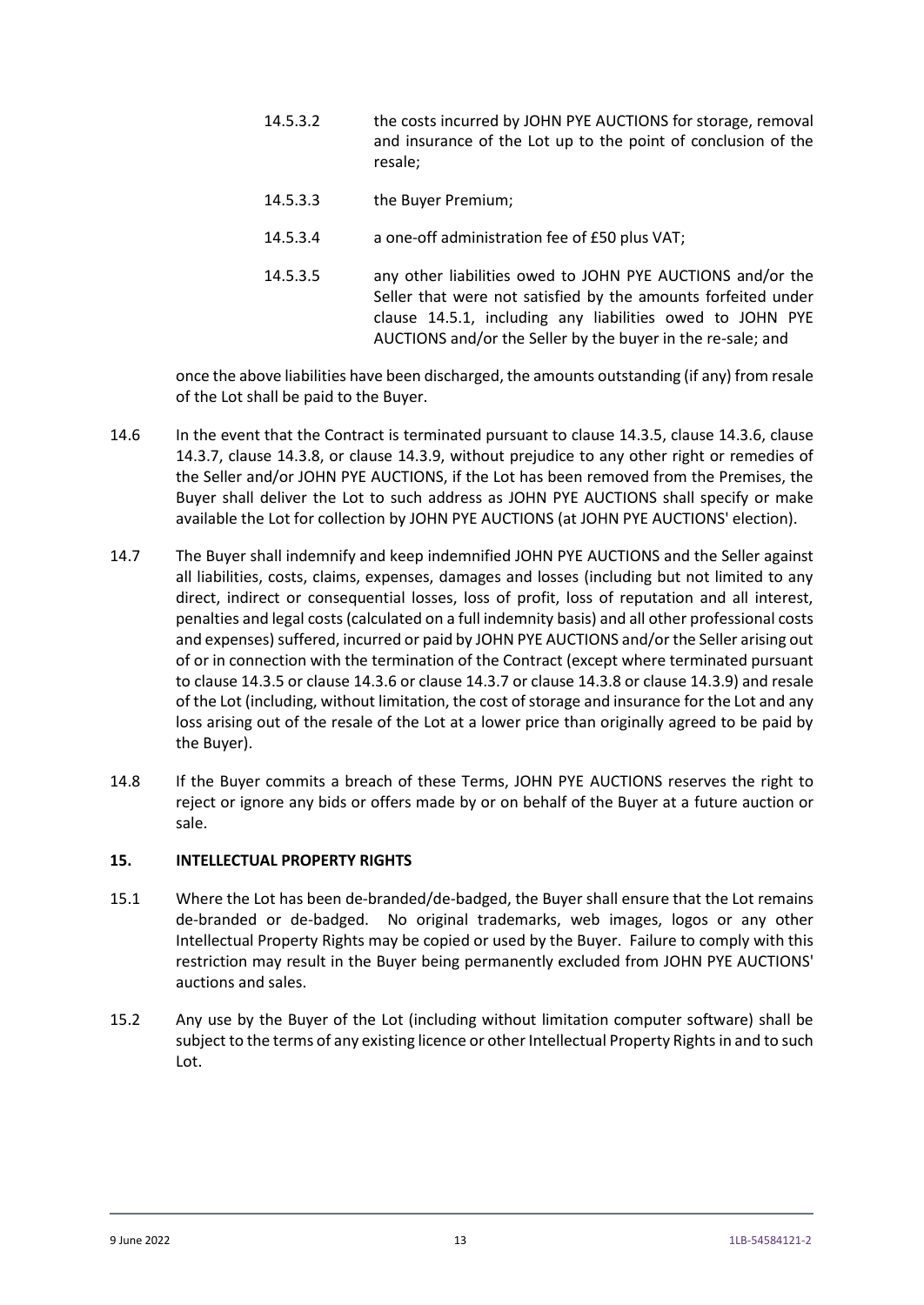14.5.3.2 the costs incurred by JOHN PYE AUCTIONS for storage, removal and insurance of the Lot up to the point of conclusion of the resale;

14.5.3.3 the Buyer Premium;

14.5.3.4 a one-off administration fee of £50 plus VAT;

14.5.3.5 any other liabilities owed to JOHN PYE AUCTIONS and/or the Seller that were not satisfied by the amounts forfeited under clause 14.5.1, including any liabilities owed to JOHN PYE AUCTIONS and/or the Seller by the buyer in the re-sale; and

once the above liabilities have been discharged, the amounts outstanding (if any) from resale of the Lot shall be paid to the Buyer.

14.6 In the event that the Contract is terminated pursuant to clause 14.3.5, clause 14.3.6, clause 14.3.7, clause 14.3.8, or clause 14.3.9, without prejudice to any other right or remedies of the Seller and/or JOHN PYE AUCTIONS, if the Lot has been removed from the Premises, the Buyer shall deliver the Lot to such address as JOHN PYE AUCTIONS shall specify or make available the Lot for collection by JOHN PYE AUCTIONS (at JOHN PYE AUCTIONS' election).

14.7 The Buyer shall indemnify and keep indemnified JOHN PYE AUCTIONS and the Seller against all liabilities, costs, claims, expenses, damages and losses (including but not limited to any direct, indirect or consequential losses, loss of profit, loss of reputation and all interest, penalties and legal costs (calculated on a full indemnity basis) and all other professional costs and expenses) suffered, incurred or paid by JOHN PYE AUCTIONS and/or the Seller arising out of or in connection with the termination of the Contract (except where terminated pursuant to clause 14.3.5 or clause 14.3.6 or clause 14.3.7 or clause 14.3.8 or clause 14.3.9) and resale of the Lot (including, without limitation, the cost of storage and insurance for the Lot and any loss arising out of the resale of the Lot at a lower price than originally agreed to be paid by the Buyer).

14.8 If the Buyer commits a breach of these Terms, JOHN PYE AUCTIONS reserves the right to reject or ignore any bids or offers made by or on behalf of the Buyer at a future auction or sale.

## 15. INTELLECTUAL PROPERTY RIGHTS

15.1 Where the Lot has been de-branded/de-badged, the Buyer shall ensure that the Lot remains de-branded or de-badged. No original trademarks, web images, logos or any other Intellectual Property Rights may be copied or used by the Buyer. Failure to comply with this restriction may result in the Buyer being permanently excluded from JOHN PYE AUCTIONS' auctions and sales.

15.2 Any use by the Buyer of the Lot (including without limitation computer software) shall be subject to the terms of any existing licence or other Intellectual Property Rights in and to such Lot.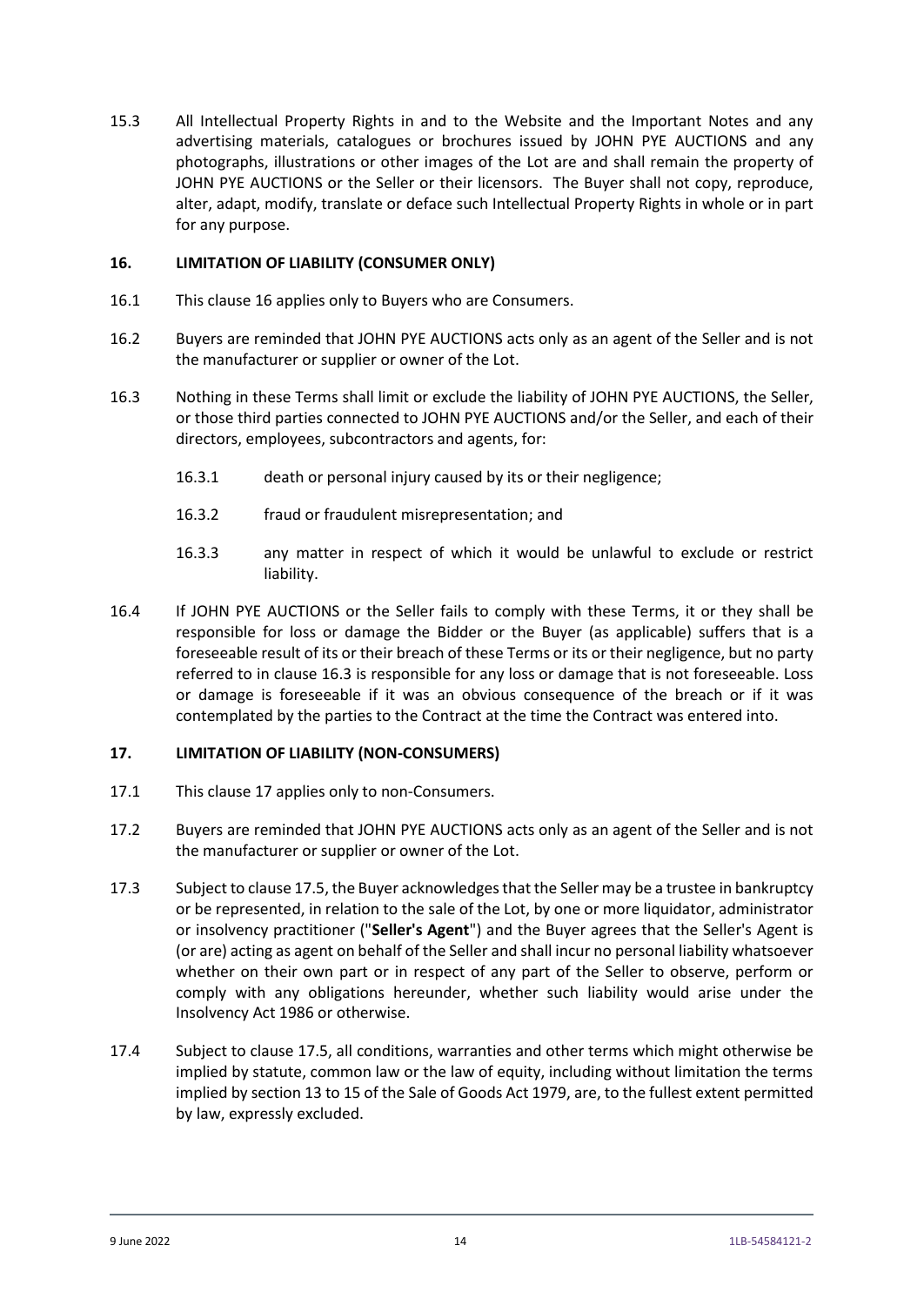15.3 All Intellectual Property Rights in and to the Website and the Important Notes and any advertising materials, catalogues or brochures issued by JOHN PYE AUCTIONS and any photographs, illustrations or other images of the Lot are and shall remain the property of JOHN PYE AUCTIONS or the Seller or their licensors. The Buyer shall not copy, reproduce, alter, adapt, modify, translate or deface such Intellectual Property Rights in whole or in part for any purpose.

## 16. LIMITATION OF LIABILITY (CONSUMER ONLY)

16.1 This clause 16 applies only to Buyers who are Consumers.

16.2 Buyers are reminded that JOHN PYE AUCTIONS acts only as an agent of the Seller and is not the manufacturer or supplier or owner of the Lot.

16.3 Nothing in these Terms shall limit or exclude the liability of JOHN PYE AUCTIONS, the Seller, or those third parties connected to JOHN PYE AUCTIONS and/or the Seller, and each of their directors, employees, subcontractors and agents, for:

16.3.1 death or personal injury caused by its or their negligence;

16.3.2 fraud or fraudulent misrepresentation; and

16.3.3 any matter in respect of which it would be unlawful to exclude or restrict liability.

16.4 If JOHN PYE AUCTIONS or the Seller fails to comply with these Terms, it or they shall be responsible for loss or damage the Bidder or the Buyer (as applicable) suffers that is a foreseeable result of its or their breach of these Terms or its or their negligence, but no party referred to in clause 16.3 is responsible for any loss or damage that is not foreseeable. Loss or damage is foreseeable if it was an obvious consequence of the breach or if it was contemplated by the parties to the Contract at the time the Contract was entered into.

## 17. LIMITATION OF LIABILITY (NON-CONSUMERS)

17.1 This clause 17 applies only to non-Consumers.

17.2 Buyers are reminded that JOHN PYE AUCTIONS acts only as an agent of the Seller and is not the manufacturer or supplier or owner of the Lot.

17.3 Subject to clause 17.5, the Buyer acknowledges that the Seller may be a trustee in bankruptcy or be represented, in relation to the sale of the Lot, by one or more liquidator, administrator or insolvency practitioner ("**Seller's Agent**") and the Buyer agrees that the Seller's Agent is (or are) acting as agent on behalf of the Seller and shall incur no personal liability whatsoever whether on their own part or in respect of any part of the Seller to observe, perform or comply with any obligations hereunder, whether such liability would arise under the Insolvency Act 1986 or otherwise.

17.4 Subject to clause 17.5, all conditions, warranties and other terms which might otherwise be implied by statute, common law or the law of equity, including without limitation the terms implied by section 13 to 15 of the Sale of Goods Act 1979, are, to the fullest extent permitted by law, expressly excluded.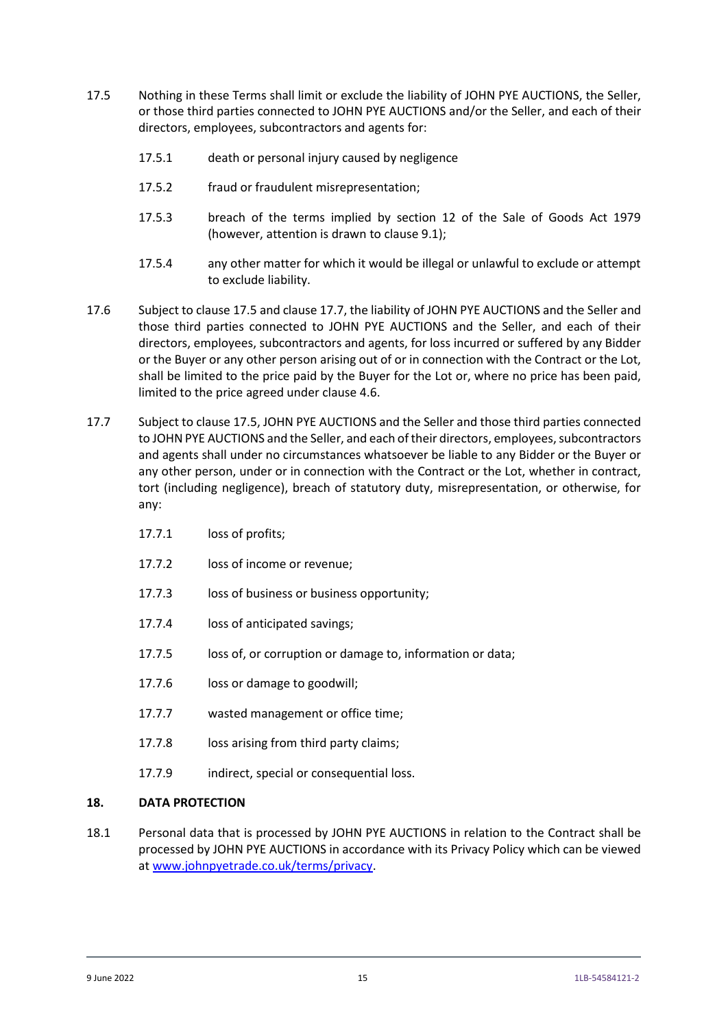17.5 Nothing in these Terms shall limit or exclude the liability of JOHN PYE AUCTIONS, the Seller, or those third parties connected to JOHN PYE AUCTIONS and/or the Seller, and each of their directors, employees, subcontractors and agents for:

17.5.1 death or personal injury caused by negligence

17.5.2 fraud or fraudulent misrepresentation;

17.5.3 breach of the terms implied by section 12 of the Sale of Goods Act 1979 (however, attention is drawn to clause 9.1);

17.5.4 any other matter for which it would be illegal or unlawful to exclude or attempt to exclude liability.

17.6 Subject to clause 17.5 and clause 17.7, the liability of JOHN PYE AUCTIONS and the Seller and those third parties connected to JOHN PYE AUCTIONS and the Seller, and each of their directors, employees, subcontractors and agents, for loss incurred or suffered by any Bidder or the Buyer or any other person arising out of or in connection with the Contract or the Lot, shall be limited to the price paid by the Buyer for the Lot or, where no price has been paid, limited to the price agreed under clause 4.6.

17.7 Subject to clause 17.5, JOHN PYE AUCTIONS and the Seller and those third parties connected to JOHN PYE AUCTIONS and the Seller, and each of their directors, employees, subcontractors and agents shall under no circumstances whatsoever be liable to any Bidder or the Buyer or any other person, under or in connection with the Contract or the Lot, whether in contract, tort (including negligence), breach of statutory duty, misrepresentation, or otherwise, for any:

17.7.1 loss of profits;

17.7.2 loss of income or revenue;

17.7.3 loss of business or business opportunity;

17.7.4 loss of anticipated savings;

17.7.5 loss of, or corruption or damage to, information or data;

17.7.6 loss or damage to goodwill;

17.7.7 wasted management or office time;

17.7.8 loss arising from third party claims;

17.7.9 indirect, special or consequential loss.

## 18. DATA PROTECTION

18.1 Personal data that is processed by JOHN PYE AUCTIONS in relation to the Contract shall be processed by JOHN PYE AUCTIONS in accordance with its Privacy Policy which can be viewed at [www.johnpyetrade.co.uk/terms/privacy](www.johnpyetrade.co.uk/terms/privacy).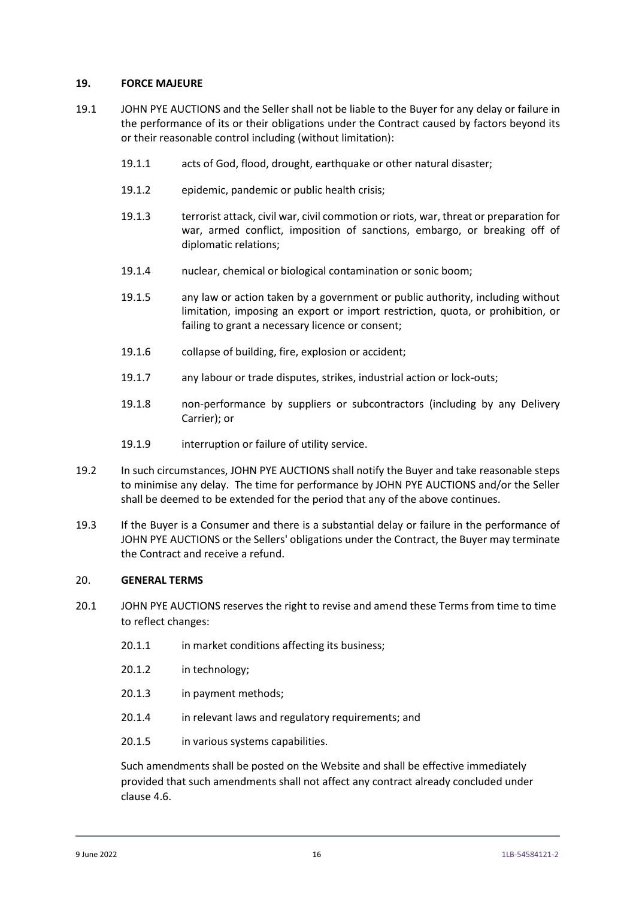## 19. FORCE MAJEURE

19.1 JOHN PYE AUCTIONS and the Seller shall not be liable to the Buyer for any delay or failure in the performance of its or their obligations under the Contract caused by factors beyond its or their reasonable control including (without limitation):

19.1.1 acts of God, flood, drought, earthquake or other natural disaster;

19.1.2 epidemic, pandemic or public health crisis;

19.1.3 terrorist attack, civil war, civil commotion or riots, war, threat or preparation for war, armed conflict, imposition of sanctions, embargo, or breaking off of diplomatic relations;

19.1.4 nuclear, chemical or biological contamination or sonic boom;

19.1.5 any law or action taken by a government or public authority, including without limitation, imposing an export or import restriction, quota, or prohibition, or failing to grant a necessary licence or consent;

19.1.6 collapse of building, fire, explosion or accident;

19.1.7 any labour or trade disputes, strikes, industrial action or lock-outs;

19.1.8 non-performance by suppliers or subcontractors (including by any Delivery Carrier); or

19.1.9 interruption or failure of utility service.

19.2 In such circumstances, JOHN PYE AUCTIONS shall notify the Buyer and take reasonable steps to minimise any delay. The time for performance by JOHN PYE AUCTIONS and/or the Seller shall be deemed to be extended for the period that any of the above continues.

19.3 If the Buyer is a Consumer and there is a substantial delay or failure in the performance of JOHN PYE AUCTIONS or the Sellers' obligations under the Contract, the Buyer may terminate the Contract and receive a refund.

## 20. GENERAL TERMS

20.1 JOHN PYE AUCTIONS reserves the right to revise and amend these Terms from time to time to reflect changes:

20.1.1 in market conditions affecting its business;

20.1.2 in technology;

20.1.3 in payment methods;

20.1.4 in relevant laws and regulatory requirements; and

20.1.5 in various systems capabilities.

Such amendments shall be posted on the Website and shall be effective immediately provided that such amendments shall not affect any contract already concluded under clause 4.6.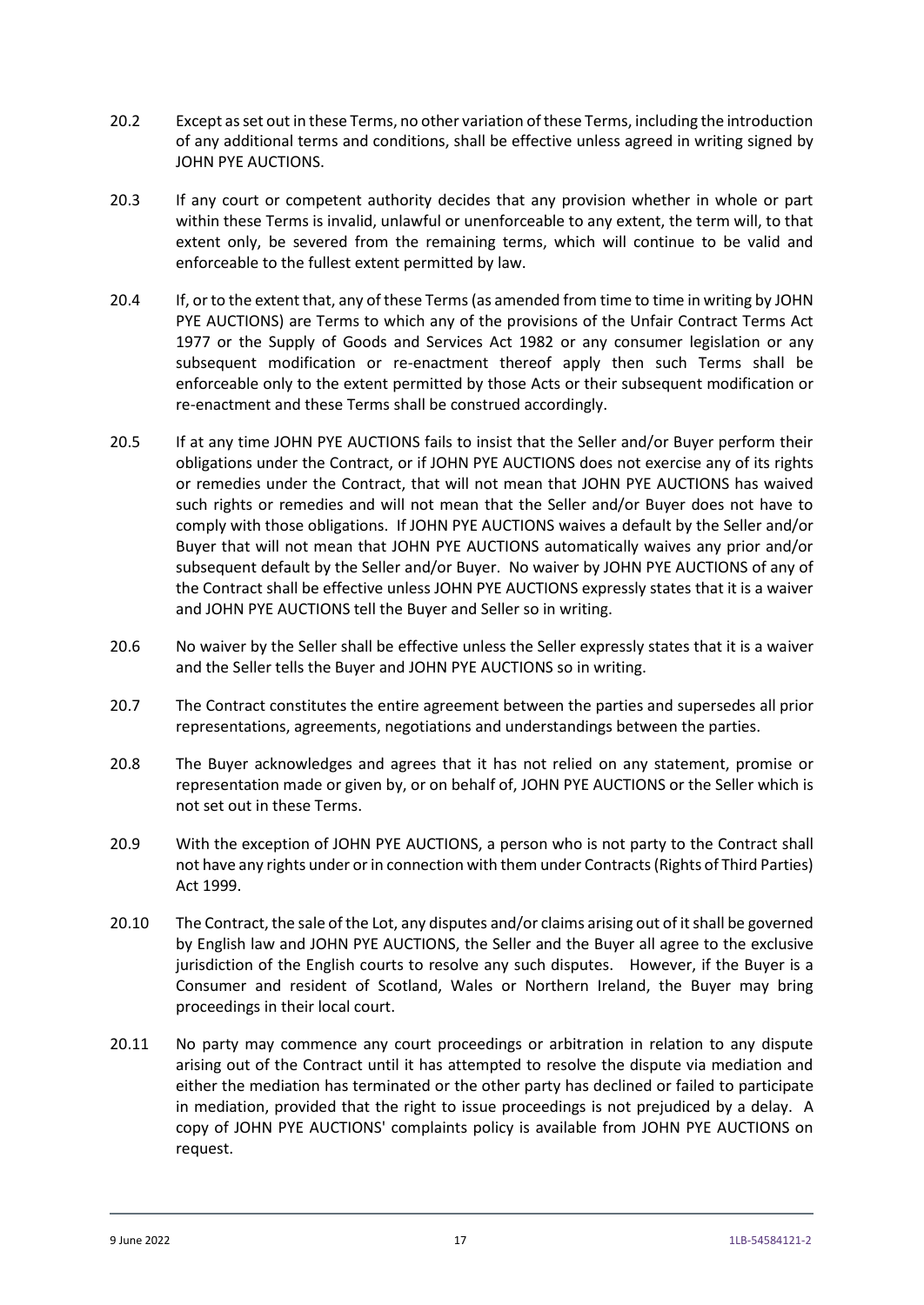20.2 Except as set out in these Terms, no other variation of these Terms, including the introduction of any additional terms and conditions, shall be effective unless agreed in writing signed by JOHN PYE AUCTIONS.

20.3 If any court or competent authority decides that any provision whether in whole or part within these Terms is invalid, unlawful or unenforceable to any extent, the term will, to that extent only, be severed from the remaining terms, which will continue to be valid and enforceable to the fullest extent permitted by law.

20.4 If, or to the extent that, any of these Terms (as amended from time to time in writing by JOHN PYE AUCTIONS) are Terms to which any of the provisions of the Unfair Contract Terms Act 1977 or the Supply of Goods and Services Act 1982 or any consumer legislation or any subsequent modification or re-enactment thereof apply then such Terms shall be enforceable only to the extent permitted by those Acts or their subsequent modification or re-enactment and these Terms shall be construed accordingly.

20.5 If at any time JOHN PYE AUCTIONS fails to insist that the Seller and/or Buyer perform their obligations under the Contract, or if JOHN PYE AUCTIONS does not exercise any of its rights or remedies under the Contract, that will not mean that JOHN PYE AUCTIONS has waived such rights or remedies and will not mean that the Seller and/or Buyer does not have to comply with those obligations. If JOHN PYE AUCTIONS waives a default by the Seller and/or Buyer that will not mean that JOHN PYE AUCTIONS automatically waives any prior and/or subsequent default by the Seller and/or Buyer. No waiver by JOHN PYE AUCTIONS of any of the Contract shall be effective unless JOHN PYE AUCTIONS expressly states that it is a waiver and JOHN PYE AUCTIONS tell the Buyer and Seller so in writing.

20.6 No waiver by the Seller shall be effective unless the Seller expressly states that it is a waiver and the Seller tells the Buyer and JOHN PYE AUCTIONS so in writing.

20.7 The Contract constitutes the entire agreement between the parties and supersedes all prior representations, agreements, negotiations and understandings between the parties.

20.8 The Buyer acknowledges and agrees that it has not relied on any statement, promise or representation made or given by, or on behalf of, JOHN PYE AUCTIONS or the Seller which is not set out in these Terms.

20.9 With the exception of JOHN PYE AUCTIONS, a person who is not party to the Contract shall not have any rights under or in connection with them under Contracts (Rights of Third Parties) Act 1999.

20.10 The Contract, the sale of the Lot, any disputes and/or claims arising out of it shall be governed by English law and JOHN PYE AUCTIONS, the Seller and the Buyer all agree to the exclusive jurisdiction of the English courts to resolve any such disputes. However, if the Buyer is a Consumer and resident of Scotland, Wales or Northern Ireland, the Buyer may bring proceedings in their local court.

20.11 No party may commence any court proceedings or arbitration in relation to any dispute arising out of the Contract until it has attempted to resolve the dispute via mediation and either the mediation has terminated or the other party has declined or failed to participate in mediation, provided that the right to issue proceedings is not prejudiced by a delay. A copy of JOHN PYE AUCTIONS' complaints policy is available from JOHN PYE AUCTIONS on request.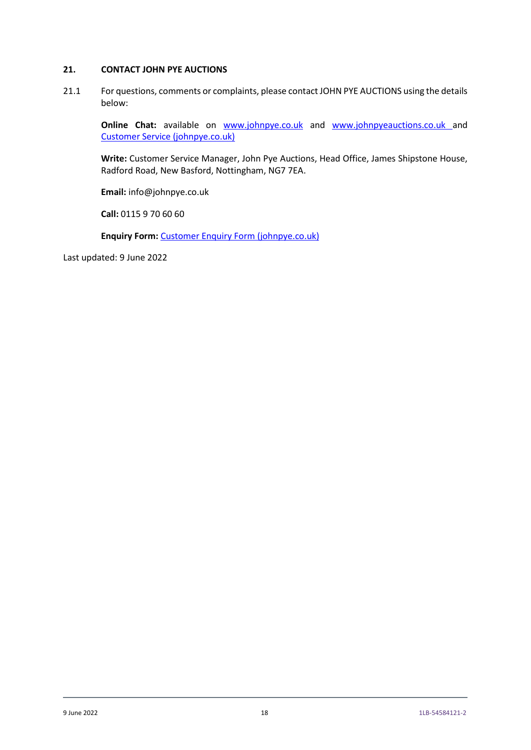## 21. CONTACT JOHN PYE AUCTIONS

21.1 For questions, comments or complaints, please contact JOHN PYE AUCTIONS using the details below:

**Online Chat:** available on www.johnpye.co.uk and www.johnpyeauctions.co.uk and Customer Service (johnpye.co.uk)

**Write:** Customer Service Manager, John Pye Auctions, Head Office, James Shipstone House, Radford Road, New Basford, Nottingham, NG7 7EA.

**Email:** info@johnpye.co.uk

**Call:** 0115 9 70 60 60

**Enquiry Form:** Customer Enquiry Form (johnpye.co.uk)

Last updated: 9 June 2022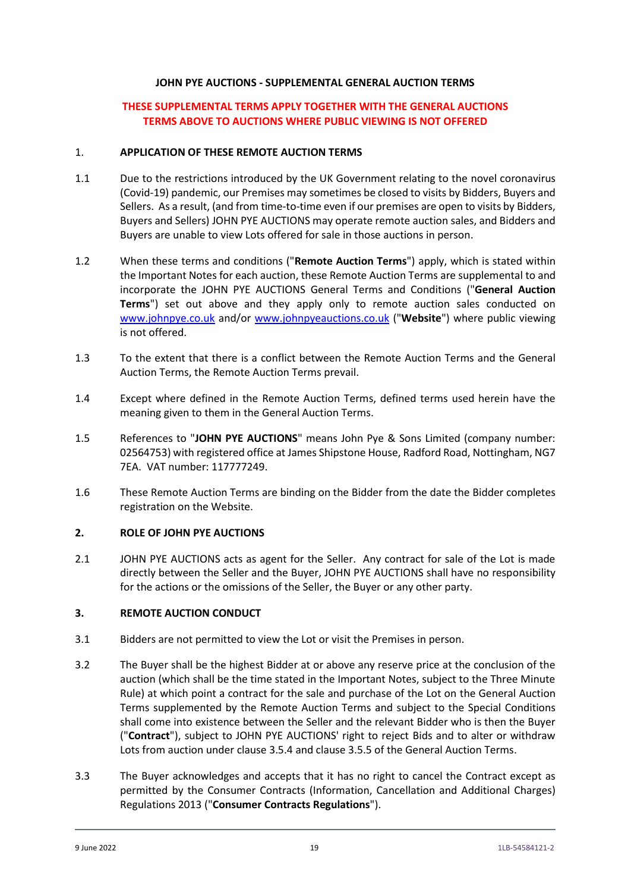## JOHN PYE AUCTIONS - SUPPLEMENTAL GENERAL AUCTION TERMS

**THESE SUPPLEMENTAL TERMS APPLY TOGETHER WITH THE GENERAL AUCTIONS TERMS ABOVE TO AUCTIONS WHERE PUBLIC VIEWING IS NOT OFFERED**

### 1. APPLICATION OF THESE REMOTE AUCTION TERMS

1.1 Due to the restrictions introduced by the UK Government relating to the novel coronavirus (Covid-19) pandemic, our Premises may sometimes be closed to visits by Bidders, Buyers and Sellers. As a result, (and from time-to-time even if our premises are open to visits by Bidders, Buyers and Sellers) JOHN PYE AUCTIONS may operate remote auction sales, and Bidders and Buyers are unable to view Lots offered for sale in those auctions in person.

1.2 When these terms and conditions ("**Remote Auction Terms**") apply, which is stated within the Important Notes for each auction, these Remote Auction Terms are supplemental to and incorporate the JOHN PYE AUCTIONS General Terms and Conditions ("**General Auction Terms**") set out above and they apply only to remote auction sales conducted on www.johnpye.co.uk and/or www.johnpyeauctions.co.uk ("**Website**") where public viewing is not offered.

1.3 To the extent that there is a conflict between the Remote Auction Terms and the General Auction Terms, the Remote Auction Terms prevail.

1.4 Except where defined in the Remote Auction Terms, defined terms used herein have the meaning given to them in the General Auction Terms.

1.5 References to "**JOHN PYE AUCTIONS**" means John Pye & Sons Limited (company number: 02564753) with registered office at James Shipstone House, Radford Road, Nottingham, NG7 7EA. VAT number: 117777249.

1.6 These Remote Auction Terms are binding on the Bidder from the date the Bidder completes registration on the Website.

### 2. ROLE OF JOHN PYE AUCTIONS

2.1 JOHN PYE AUCTIONS acts as agent for the Seller. Any contract for sale of the Lot is made directly between the Seller and the Buyer, JOHN PYE AUCTIONS shall have no responsibility for the actions or the omissions of the Seller, the Buyer or any other party.

### 3. REMOTE AUCTION CONDUCT

3.1 Bidders are not permitted to view the Lot or visit the Premises in person.

3.2 The Buyer shall be the highest Bidder at or above any reserve price at the conclusion of the auction (which shall be the time stated in the Important Notes, subject to the Three Minute Rule) at which point a contract for the sale and purchase of the Lot on the General Auction Terms supplemented by the Remote Auction Terms and subject to the Special Conditions shall come into existence between the Seller and the relevant Bidder who is then the Buyer ("**Contract**"), subject to JOHN PYE AUCTIONS' right to reject Bids and to alter or withdraw Lots from auction under clause 3.5.4 and clause 3.5.5 of the General Auction Terms.

3.3 The Buyer acknowledges and accepts that it has no right to cancel the Contract except as permitted by the Consumer Contracts (Information, Cancellation and Additional Charges) Regulations 2013 ("**Consumer Contracts Regulations**").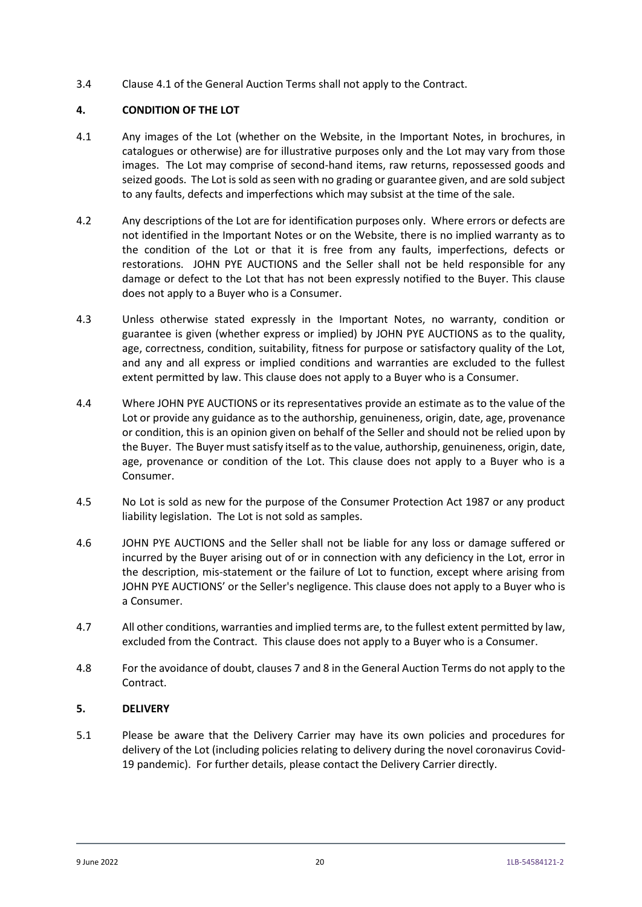3.4 Clause 4.1 of the General Auction Terms shall not apply to the Contract.

## 4. CONDITION OF THE LOT

4.1 Any images of the Lot (whether on the Website, in the Important Notes, in brochures, in catalogues or otherwise) are for illustrative purposes only and the Lot may vary from those images. The Lot may comprise of second-hand items, raw returns, repossessed goods and seized goods. The Lot is sold as seen with no grading or guarantee given, and are sold subject to any faults, defects and imperfections which may subsist at the time of the sale.

4.2 Any descriptions of the Lot are for identification purposes only. Where errors or defects are not identified in the Important Notes or on the Website, there is no implied warranty as to the condition of the Lot or that it is free from any faults, imperfections, defects or restorations. JOHN PYE AUCTIONS and the Seller shall not be held responsible for any damage or defect to the Lot that has not been expressly notified to the Buyer. This clause does not apply to a Buyer who is a Consumer.

4.3 Unless otherwise stated expressly in the Important Notes, no warranty, condition or guarantee is given (whether express or implied) by JOHN PYE AUCTIONS as to the quality, age, correctness, condition, suitability, fitness for purpose or satisfactory quality of the Lot, and any and all express or implied conditions and warranties are excluded to the fullest extent permitted by law. This clause does not apply to a Buyer who is a Consumer.

4.4 Where JOHN PYE AUCTIONS or its representatives provide an estimate as to the value of the Lot or provide any guidance as to the authorship, genuineness, origin, date, age, provenance or condition, this is an opinion given on behalf of the Seller and should not be relied upon by the Buyer. The Buyer must satisfy itself as to the value, authorship, genuineness, origin, date, age, provenance or condition of the Lot. This clause does not apply to a Buyer who is a Consumer.

4.5 No Lot is sold as new for the purpose of the Consumer Protection Act 1987 or any product liability legislation. The Lot is not sold as samples.

4.6 JOHN PYE AUCTIONS and the Seller shall not be liable for any loss or damage suffered or incurred by the Buyer arising out of or in connection with any deficiency in the Lot, error in the description, mis-statement or the failure of Lot to function, except where arising from JOHN PYE AUCTIONS' or the Seller's negligence. This clause does not apply to a Buyer who is a Consumer.

4.7 All other conditions, warranties and implied terms are, to the fullest extent permitted by law, excluded from the Contract. This clause does not apply to a Buyer who is a Consumer.

4.8 For the avoidance of doubt, clauses 7 and 8 in the General Auction Terms do not apply to the Contract.

## 5. DELIVERY

5.1 Please be aware that the Delivery Carrier may have its own policies and procedures for delivery of the Lot (including policies relating to delivery during the novel coronavirus Covid-19 pandemic). For further details, please contact the Delivery Carrier directly.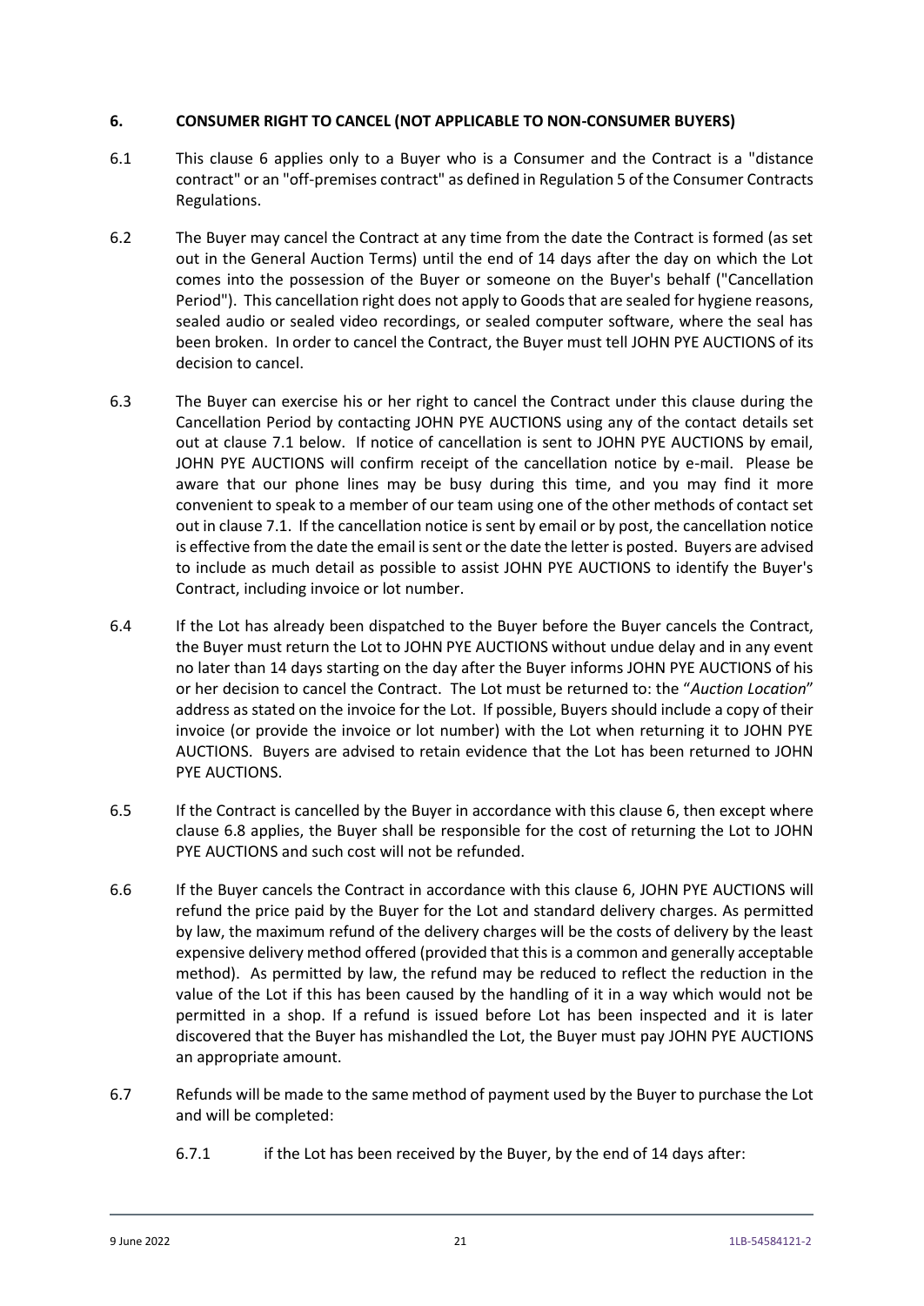## 6. CONSUMER RIGHT TO CANCEL (NOT APPLICABLE TO NON-CONSUMER BUYERS)

6.1 This clause 6 applies only to a Buyer who is a Consumer and the Contract is a "distance contract" or an "off-premises contract" as defined in Regulation 5 of the Consumer Contracts Regulations.

6.2 The Buyer may cancel the Contract at any time from the date the Contract is formed (as set out in the General Auction Terms) until the end of 14 days after the day on which the Lot comes into the possession of the Buyer or someone on the Buyer's behalf ("Cancellation Period"). This cancellation right does not apply to Goods that are sealed for hygiene reasons, sealed audio or sealed video recordings, or sealed computer software, where the seal has been broken. In order to cancel the Contract, the Buyer must tell JOHN PYE AUCTIONS of its decision to cancel.

6.3 The Buyer can exercise his or her right to cancel the Contract under this clause during the Cancellation Period by contacting JOHN PYE AUCTIONS using any of the contact details set out at clause 7.1 below. If notice of cancellation is sent to JOHN PYE AUCTIONS by email, JOHN PYE AUCTIONS will confirm receipt of the cancellation notice by e-mail. Please be aware that our phone lines may be busy during this time, and you may find it more convenient to speak to a member of our team using one of the other methods of contact set out in clause 7.1. If the cancellation notice is sent by email or by post, the cancellation notice is effective from the date the email is sent or the date the letter is posted. Buyers are advised to include as much detail as possible to assist JOHN PYE AUCTIONS to identify the Buyer's Contract, including invoice or lot number.

6.4 If the Lot has already been dispatched to the Buyer before the Buyer cancels the Contract, the Buyer must return the Lot to JOHN PYE AUCTIONS without undue delay and in any event no later than 14 days starting on the day after the Buyer informs JOHN PYE AUCTIONS of his or her decision to cancel the Contract. The Lot must be returned to: the "*Auction Location*" address as stated on the invoice for the Lot. If possible, Buyers should include a copy of their invoice (or provide the invoice or lot number) with the Lot when returning it to JOHN PYE AUCTIONS. Buyers are advised to retain evidence that the Lot has been returned to JOHN PYE AUCTIONS.

6.5 If the Contract is cancelled by the Buyer in accordance with this clause 6, then except where clause 6.8 applies, the Buyer shall be responsible for the cost of returning the Lot to JOHN PYE AUCTIONS and such cost will not be refunded.

6.6 If the Buyer cancels the Contract in accordance with this clause 6, JOHN PYE AUCTIONS will refund the price paid by the Buyer for the Lot and standard delivery charges. As permitted by law, the maximum refund of the delivery charges will be the costs of delivery by the least expensive delivery method offered (provided that this is a common and generally acceptable method). As permitted by law, the refund may be reduced to reflect the reduction in the value of the Lot if this has been caused by the handling of it in a way which would not be permitted in a shop. If a refund is issued before Lot has been inspected and it is later discovered that the Buyer has mishandled the Lot, the Buyer must pay JOHN PYE AUCTIONS an appropriate amount.

6.7 Refunds will be made to the same method of payment used by the Buyer to purchase the Lot and will be completed:

6.7.1 if the Lot has been received by the Buyer, by the end of 14 days after: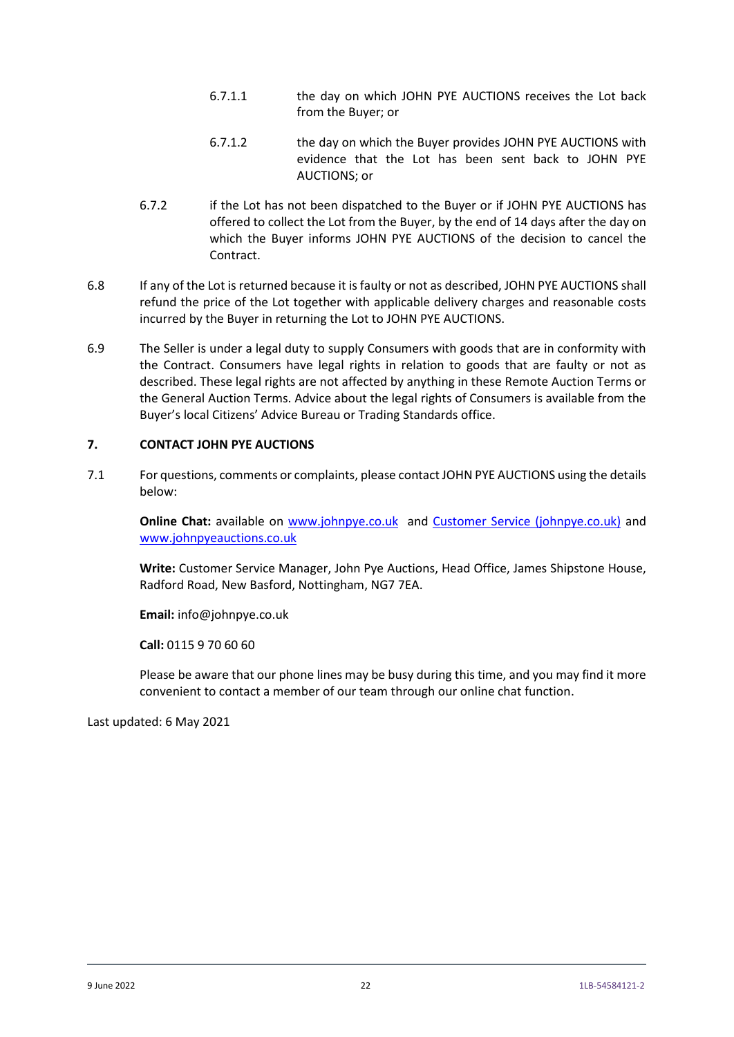6.7.1.1 the day on which JOHN PYE AUCTIONS receives the Lot back from the Buyer; or

6.7.1.2 the day on which the Buyer provides JOHN PYE AUCTIONS with evidence that the Lot has been sent back to JOHN PYE AUCTIONS; or

6.7.2 if the Lot has not been dispatched to the Buyer or if JOHN PYE AUCTIONS has offered to collect the Lot from the Buyer, by the end of 14 days after the day on which the Buyer informs JOHN PYE AUCTIONS of the decision to cancel the Contract.

6.8 If any of the Lot is returned because it is faulty or not as described, JOHN PYE AUCTIONS shall refund the price of the Lot together with applicable delivery charges and reasonable costs incurred by the Buyer in returning the Lot to JOHN PYE AUCTIONS.

6.9 The Seller is under a legal duty to supply Consumers with goods that are in conformity with the Contract. Consumers have legal rights in relation to goods that are faulty or not as described. These legal rights are not affected by anything in these Remote Auction Terms or the General Auction Terms. Advice about the legal rights of Consumers is available from the Buyer's local Citizens' Advice Bureau or Trading Standards office.

## 7. CONTACT JOHN PYE AUCTIONS

7.1 For questions, comments or complaints, please contact JOHN PYE AUCTIONS using the details below:

**Online Chat:** available on www.johnpye.co.uk and Customer Service (johnpye.co.uk) and www.johnpyeauctions.co.uk

**Write:** Customer Service Manager, John Pye Auctions, Head Office, James Shipstone House, Radford Road, New Basford, Nottingham, NG7 7EA.

**Email:** info@johnpye.co.uk

**Call:** 0115 9 70 60 60

Please be aware that our phone lines may be busy during this time, and you may find it more convenient to contact a member of our team through our online chat function.

Last updated: 6 May 2021